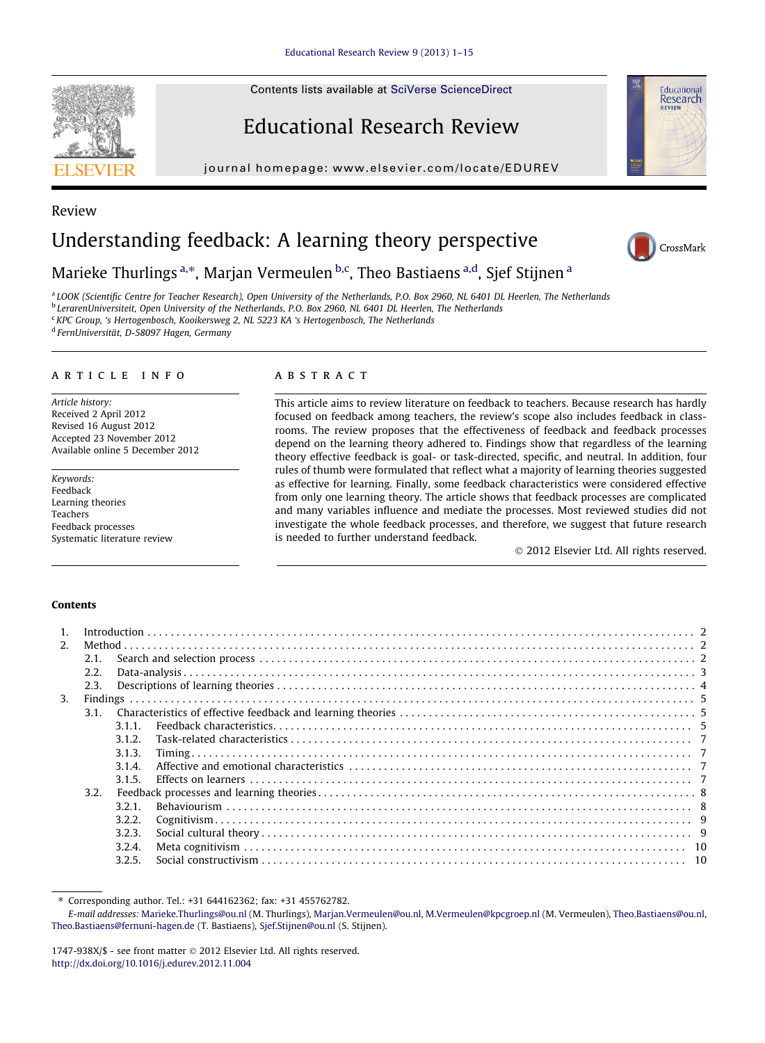Contents lists available at SciVerse ScienceDirect

Educational Research Review

journal homepage: www.elsevier.com/locate/EDUREV

Review

# Understanding feedback: A learning theory perspective

Marieke Thurlings [a,*], Marjan Vermeulen [b,c], Theo Bastiaens [a,d], Sjef Stijnen [a]

[a] LOOK (Scientific Centre for Teacher Research), Open University of the Netherlands, P.O. Box 2960, NL 6401 DL Heerlen, The Netherlands
[b] LerarenUniversiteit, Open University of the Netherlands, P.O. Box 2960, NL 6401 DL Heerlen, The Netherlands
[c] KPC Group, 's Hertogenbosch, Kooikersweg 2, NL 5223 KA 's Hertogenbosch, The Netherlands
[d] FernUniversität, D-58097 Hagen, Germany

## ARTICLE INFO

*Article history:*
Received 2 April 2012
Revised 16 August 2012
Accepted 23 November 2012
Available online 5 December 2012

*Keywords:*
Feedback
Learning theories
Teachers
Feedback processes
Systematic literature review

## ABSTRACT

This article aims to review literature on feedback to teachers. Because research has hardly focused on feedback among teachers, the review's scope also includes feedback in classrooms. The review proposes that the effectiveness of feedback and feedback processes depend on the learning theory adhered to. Findings show that regardless of the learning theory effective feedback is goal- or task-directed, specific, and neutral. In addition, four rules of thumb were formulated that reflect what a majority of learning theories suggested as effective for learning. Finally, some feedback characteristics were considered effective from only one learning theory. The article shows that feedback processes are complicated and many variables influence and mediate the processes. Most reviewed studies did not investigate the whole feedback processes, and therefore, we suggest that future research is needed to further understand feedback.

© 2012 Elsevier Ltd. All rights reserved.

**Contents**

1. Introduction . . . 2
2. Method . . . 2
   2.1. Search and selection process . . . 2
   2.2. Data-analysis . . . 3
   2.3. Descriptions of learning theories . . . 4
3. Findings . . . 5
   3.1. Characteristics of effective feedback and learning theories . . . 5
      3.1.1. Feedback characteristics . . . 5
      3.1.2. Task-related characteristics . . . 7
      3.1.3. Timing . . . 7
      3.1.4. Affective and emotional characteristics . . . 7
      3.1.5. Effects on learners . . . 7
   3.2. Feedback processes and learning theories . . . 8
      3.2.1. Behaviourism . . . 8
      3.2.2. Cognitivism . . . 9
      3.2.3. Social cultural theory . . . 9
      3.2.4. Meta cognitivism . . . 10
      3.2.5. Social constructivism . . . 10

\* Corresponding author. Tel.: +31 644162362; fax: +31 455762782.
*E-mail addresses:* Marieke.Thurlings@ou.nl (M. Thurlings), Marjan.Vermeulen@ou.nl, M.Vermeulen@kpcgroep.nl (M. Vermeulen), Theo.Bastiaens@ou.nl, Theo.Bastiaens@fernuni-hagen.de (T. Bastiaens), Sjef.Stijnen@ou.nl (S. Stijnen).

1747-938X/$ - see front matter © 2012 Elsevier Ltd. All rights reserved.
http://dx.doi.org/10.1016/j.edurev.2012.11.004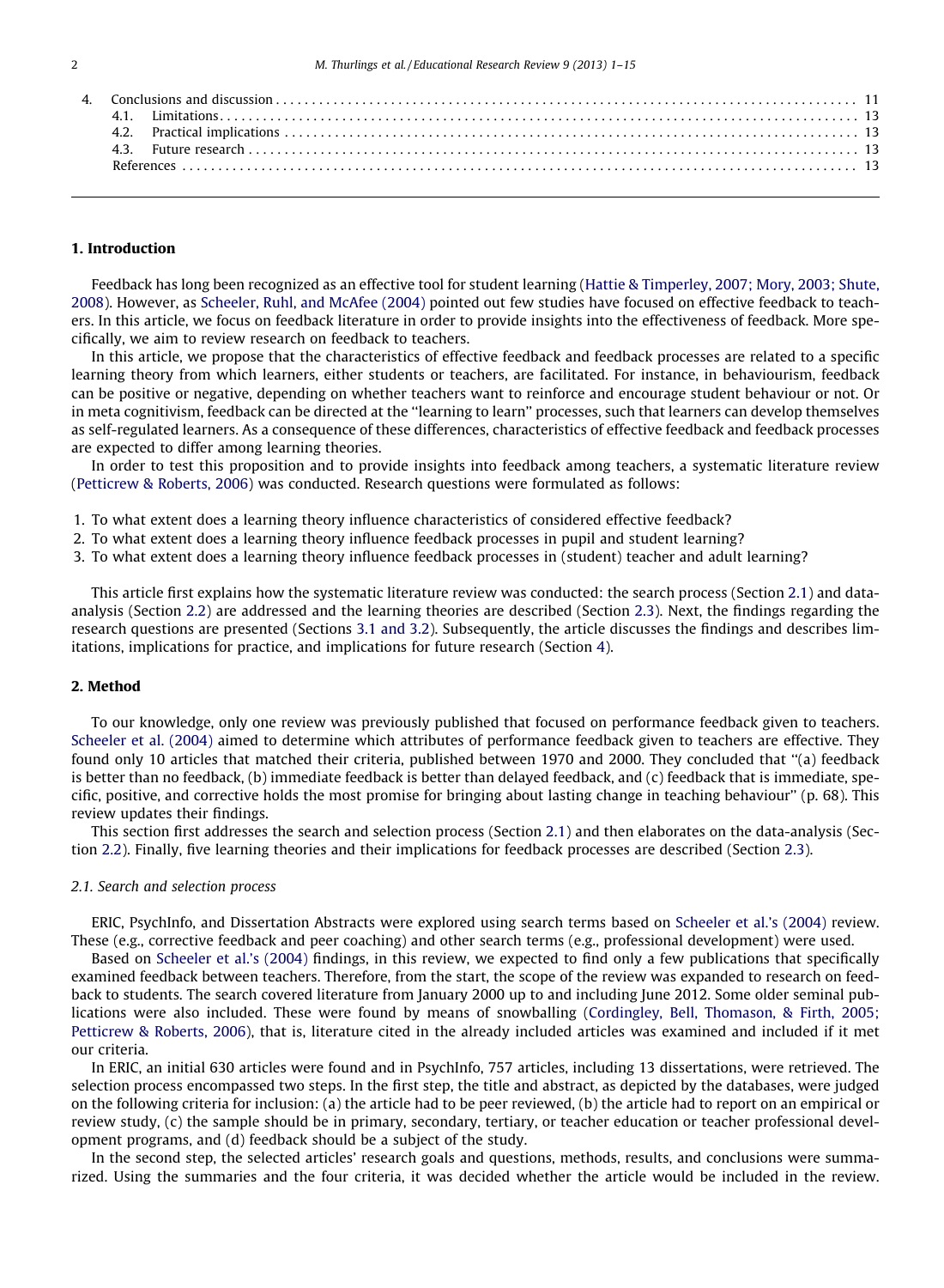4. Conclusions and discussion . . . . . 11
   4.1. Limitations . . . . . 13
   4.2. Practical implications . . . . . 13
   4.3. Future research . . . . . 13
   References . . . . . 13

## 1. Introduction

Feedback has long been recognized as an effective tool for student learning (Hattie & Timperley, 2007; Mory, 2003; Shute, 2008). However, as Scheeler, Ruhl, and McAfee (2004) pointed out few studies have focused on effective feedback to teachers. In this article, we focus on feedback literature in order to provide insights into the effectiveness of feedback. More specifically, we aim to review research on feedback to teachers.

In this article, we propose that the characteristics of effective feedback and feedback processes are related to a specific learning theory from which learners, either students or teachers, are facilitated. For instance, in behaviourism, feedback can be positive or negative, depending on whether teachers want to reinforce and encourage student behaviour or not. Or in meta cognitivism, feedback can be directed at the ''learning to learn'' processes, such that learners can develop themselves as self-regulated learners. As a consequence of these differences, characteristics of effective feedback and feedback processes are expected to differ among learning theories.

In order to test this proposition and to provide insights into feedback among teachers, a systematic literature review (Petticrew & Roberts, 2006) was conducted. Research questions were formulated as follows:

1. To what extent does a learning theory influence characteristics of considered effective feedback?
2. To what extent does a learning theory influence feedback processes in pupil and student learning?
3. To what extent does a learning theory influence feedback processes in (student) teacher and adult learning?

This article first explains how the systematic literature review was conducted: the search process (Section 2.1) and data-analysis (Section 2.2) are addressed and the learning theories are described (Section 2.3). Next, the findings regarding the research questions are presented (Sections 3.1 and 3.2). Subsequently, the article discusses the findings and describes limitations, implications for practice, and implications for future research (Section 4).

## 2. Method

To our knowledge, only one review was previously published that focused on performance feedback given to teachers. Scheeler et al. (2004) aimed to determine which attributes of performance feedback given to teachers are effective. They found only 10 articles that matched their criteria, published between 1970 and 2000. They concluded that ''(a) feedback is better than no feedback, (b) immediate feedback is better than delayed feedback, and (c) feedback that is immediate, specific, positive, and corrective holds the most promise for bringing about lasting change in teaching behaviour'' (p. 68). This review updates their findings.

This section first addresses the search and selection process (Section 2.1) and then elaborates on the data-analysis (Section 2.2). Finally, five learning theories and their implications for feedback processes are described (Section 2.3).

### *2.1. Search and selection process*

ERIC, PsychInfo, and Dissertation Abstracts were explored using search terms based on Scheeler et al.'s (2004) review. These (e.g., corrective feedback and peer coaching) and other search terms (e.g., professional development) were used.

Based on Scheeler et al.'s (2004) findings, in this review, we expected to find only a few publications that specifically examined feedback between teachers. Therefore, from the start, the scope of the review was expanded to research on feedback to students. The search covered literature from January 2000 up to and including June 2012. Some older seminal publications were also included. These were found by means of snowballing (Cordingley, Bell, Thomason, & Firth, 2005; Petticrew & Roberts, 2006), that is, literature cited in the already included articles was examined and included if it met our criteria.

In ERIC, an initial 630 articles were found and in PsychInfo, 757 articles, including 13 dissertations, were retrieved. The selection process encompassed two steps. In the first step, the title and abstract, as depicted by the databases, were judged on the following criteria for inclusion: (a) the article had to be peer reviewed, (b) the article had to report on an empirical or review study, (c) the sample should be in primary, secondary, tertiary, or teacher education or teacher professional development programs, and (d) feedback should be a subject of the study.

In the second step, the selected articles' research goals and questions, methods, results, and conclusions were summarized. Using the summaries and the four criteria, it was decided whether the article would be included in the review.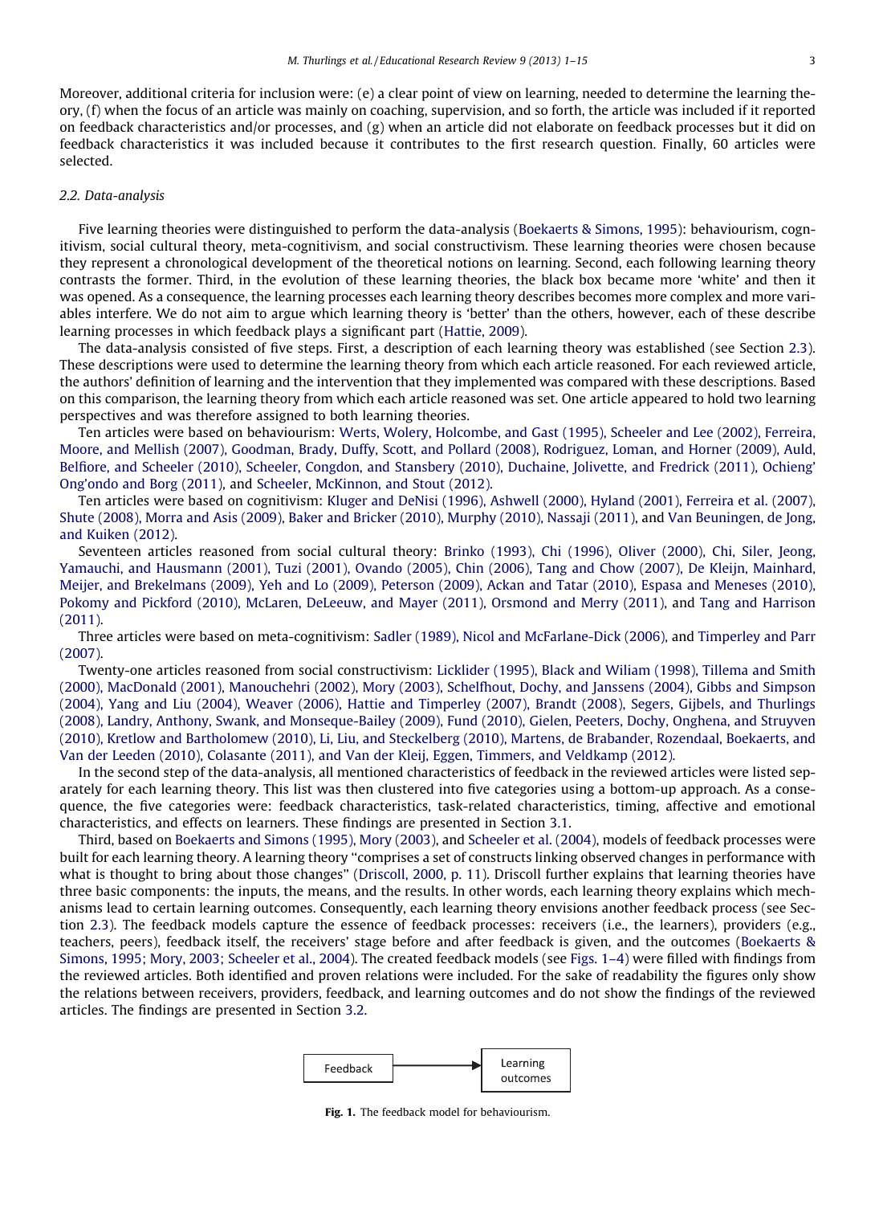Moreover, additional criteria for inclusion were: (e) a clear point of view on learning, needed to determine the learning theory, (f) when the focus of an article was mainly on coaching, supervision, and so forth, the article was included if it reported on feedback characteristics and/or processes, and (g) when an article did not elaborate on feedback processes but it did on feedback characteristics it was included because it contributes to the first research question. Finally, 60 articles were selected.

### 2.2. Data-analysis

Five learning theories were distinguished to perform the data-analysis (Boekaerts & Simons, 1995): behaviourism, cognitivism, social cultural theory, meta-cognitivism, and social constructivism. These learning theories were chosen because they represent a chronological development of the theoretical notions on learning. Second, each following learning theory contrasts the former. Third, in the evolution of these learning theories, the black box became more 'white' and then it was opened. As a consequence, the learning processes each learning theory describes becomes more complex and more variables interfere. We do not aim to argue which learning theory is 'better' than the others, however, each of these describe learning processes in which feedback plays a significant part (Hattie, 2009).

The data-analysis consisted of five steps. First, a description of each learning theory was established (see Section 2.3). These descriptions were used to determine the learning theory from which each article reasoned. For each reviewed article, the authors' definition of learning and the intervention that they implemented was compared with these descriptions. Based on this comparison, the learning theory from which each article reasoned was set. One article appeared to hold two learning perspectives and was therefore assigned to both learning theories.

Ten articles were based on behaviourism: Werts, Wolery, Holcombe, and Gast (1995), Scheeler and Lee (2002), Ferreira, Moore, and Mellish (2007), Goodman, Brady, Duffy, Scott, and Pollard (2008), Rodriguez, Loman, and Horner (2009), Auld, Belfiore, and Scheeler (2010), Scheeler, Congdon, and Stansbery (2010), Duchaine, Jolivette, and Fredrick (2011), Ochieng' Ong'ondo and Borg (2011), and Scheeler, McKinnon, and Stout (2012).

Ten articles were based on cognitivism: Kluger and DeNisi (1996), Ashwell (2000), Hyland (2001), Ferreira et al. (2007), Shute (2008), Morra and Asis (2009), Baker and Bricker (2010), Murphy (2010), Nassaji (2011), and Van Beuningen, de Jong, and Kuiken (2012).

Seventeen articles reasoned from social cultural theory: Brinko (1993), Chi (1996), Oliver (2000), Chi, Siler, Jeong, Yamauchi, and Hausmann (2001), Tuzi (2001), Ovando (2005), Chin (2006), Tang and Chow (2007), De Kleijn, Mainhard, Meijer, and Brekelmans (2009), Yeh and Lo (2009), Peterson (2009), Ackan and Tatar (2010), Espasa and Meneses (2010), Pokomy and Pickford (2010), McLaren, DeLeeuw, and Mayer (2011), Orsmond and Merry (2011), and Tang and Harrison (2011).

Three articles were based on meta-cognitivism: Sadler (1989), Nicol and McFarlane-Dick (2006), and Timperley and Parr (2007).

Twenty-one articles reasoned from social constructivism: Licklider (1995), Black and Wiliam (1998), Tillema and Smith (2000), MacDonald (2001), Manouchehri (2002), Mory (2003), Schelfhout, Dochy, and Janssens (2004), Gibbs and Simpson (2004), Yang and Liu (2004), Weaver (2006), Hattie and Timperley (2007), Brandt (2008), Segers, Gijbels, and Thurlings (2008), Landry, Anthony, Swank, and Monseque-Bailey (2009), Fund (2010), Gielen, Peeters, Dochy, Onghena, and Struyven (2010), Kretlow and Bartholomew (2010), Li, Liu, and Steckelberg (2010), Martens, de Brabander, Rozendaal, Boekaerts, and Van der Leeden (2010), Colasante (2011), and Van der Kleij, Eggen, Timmers, and Veldkamp (2012).

In the second step of the data-analysis, all mentioned characteristics of feedback in the reviewed articles were listed separately for each learning theory. This list was then clustered into five categories using a bottom-up approach. As a consequence, the five categories were: feedback characteristics, task-related characteristics, timing, affective and emotional characteristics, and effects on learners. These findings are presented in Section 3.1.

Third, based on Boekaerts and Simons (1995), Mory (2003), and Scheeler et al. (2004), models of feedback processes were built for each learning theory. A learning theory "comprises a set of constructs linking observed changes in performance with what is thought to bring about those changes" (Driscoll, 2000, p. 11). Driscoll further explains that learning theories have three basic components: the inputs, the means, and the results. In other words, each learning theory explains which mechanisms lead to certain learning outcomes. Consequently, each learning theory envisions another feedback process (see Section 2.3). The feedback models capture the essence of feedback processes: receivers (i.e., the learners), providers (e.g., teachers, peers), feedback itself, the receivers' stage before and after feedback is given, and the outcomes (Boekaerts & Simons, 1995; Mory, 2003; Scheeler et al., 2004). The created feedback models (see Figs. 1–4) were filled with findings from the reviewed articles. Both identified and proven relations were included. For the sake of readability the figures only show the relations between receivers, providers, feedback, and learning outcomes and do not show the findings of the reviewed articles. The findings are presented in Section 3.2.

Feedback → Learning outcomes

**Fig. 1.** The feedback model for behaviourism.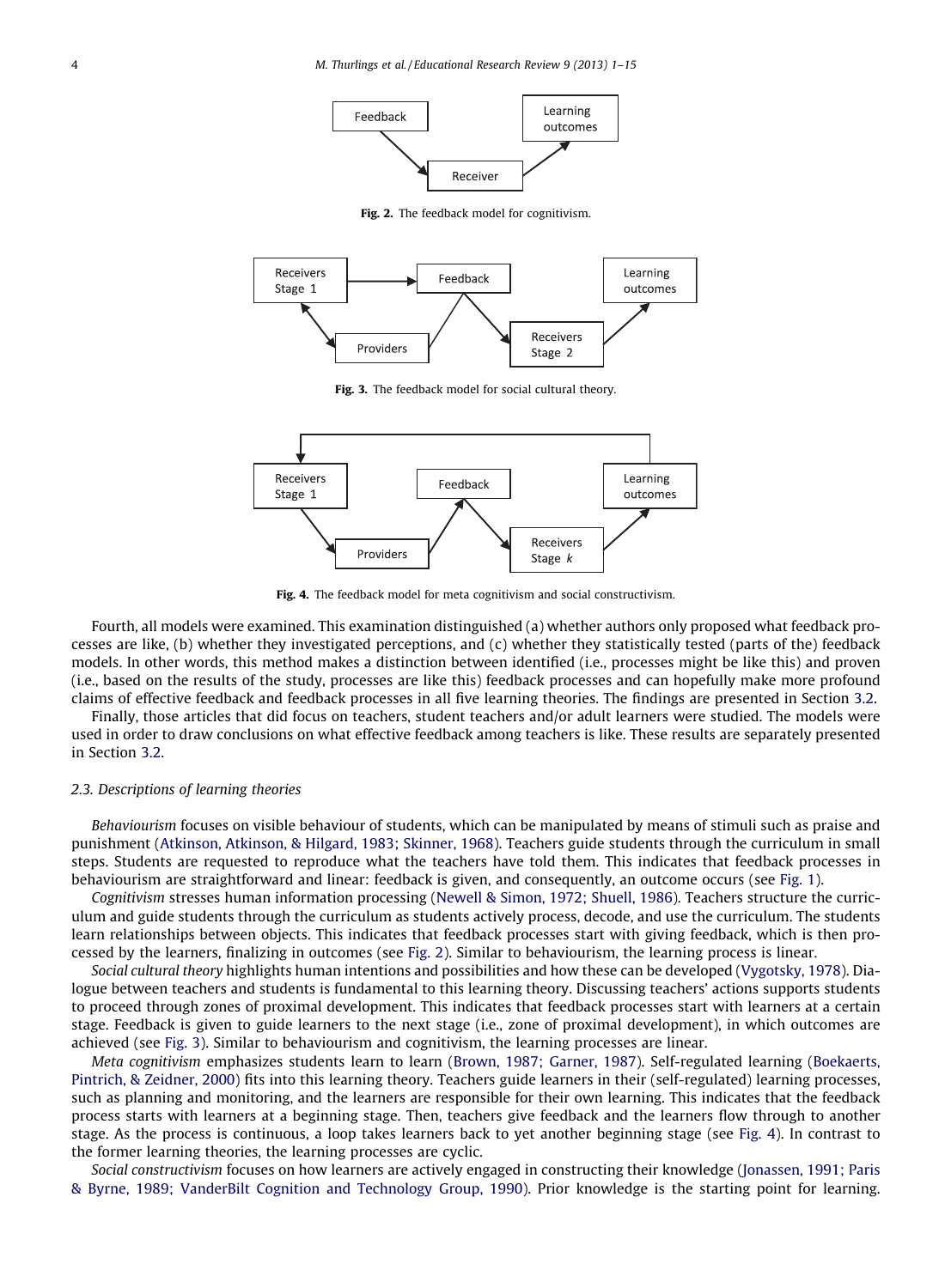Fig. 2. The feedback model for cognitivism.

Fig. 3. The feedback model for social cultural theory.

Fig. 4. The feedback model for meta cognitivism and social constructivism.

Fourth, all models were examined. This examination distinguished (a) whether authors only proposed what feedback processes are like, (b) whether they investigated perceptions, and (c) whether they statistically tested (parts of the) feedback models. In other words, this method makes a distinction between identified (i.e., processes might be like this) and proven (i.e., based on the results of the study, processes are like this) feedback processes and can hopefully make more profound claims of effective feedback and feedback processes in all five learning theories. The findings are presented in Section 3.2.

Finally, those articles that did focus on teachers, student teachers and/or adult learners were studied. The models were used in order to draw conclusions on what effective feedback among teachers is like. These results are separately presented in Section 3.2.

### 2.3. Descriptions of learning theories

*Behaviourism* focuses on visible behaviour of students, which can be manipulated by means of stimuli such as praise and punishment (Atkinson, Atkinson, & Hilgard, 1983; Skinner, 1968). Teachers guide students through the curriculum in small steps. Students are requested to reproduce what the teachers have told them. This indicates that feedback processes in behaviourism are straightforward and linear: feedback is given, and consequently, an outcome occurs (see Fig. 1).

*Cognitivism* stresses human information processing (Newell & Simon, 1972; Shuell, 1986). Teachers structure the curriculum and guide students through the curriculum as students actively process, decode, and use the curriculum. The students learn relationships between objects. This indicates that feedback processes start with giving feedback, which is then processed by the learners, finalizing in outcomes (see Fig. 2). Similar to behaviourism, the learning process is linear.

*Social cultural theory* highlights human intentions and possibilities and how these can be developed (Vygotsky, 1978). Dialogue between teachers and students is fundamental to this learning theory. Discussing teachers' actions supports students to proceed through zones of proximal development. This indicates that feedback processes start with learners at a certain stage. Feedback is given to guide learners to the next stage (i.e., zone of proximal development), in which outcomes are achieved (see Fig. 3). Similar to behaviourism and cognitivism, the learning processes are linear.

*Meta cognitivism* emphasizes students learn to learn (Brown, 1987; Garner, 1987). Self-regulated learning (Boekaerts, Pintrich, & Zeidner, 2000) fits into this learning theory. Teachers guide learners in their (self-regulated) learning processes, such as planning and monitoring, and the learners are responsible for their own learning. This indicates that the feedback process starts with learners at a beginning stage. Then, teachers give feedback and the learners flow through to another stage. As the process is continuous, a loop takes learners back to yet another beginning stage (see Fig. 4). In contrast to the former learning theories, the learning processes are cyclic.

*Social constructivism* focuses on how learners are actively engaged in constructing their knowledge (Jonassen, 1991; Paris & Byrne, 1989; VanderBilt Cognition and Technology Group, 1990). Prior knowledge is the starting point for learning.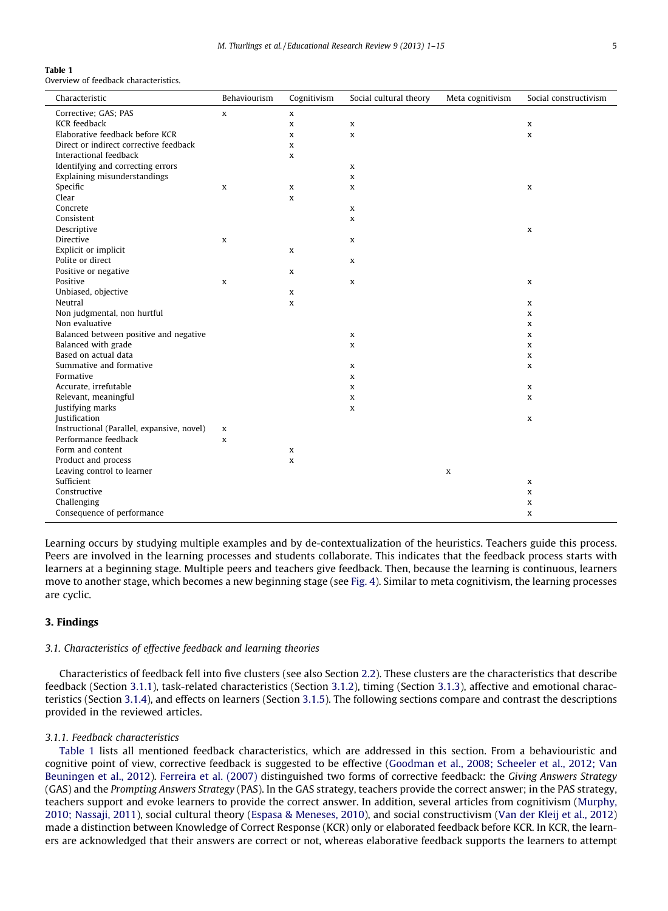**Table 1**
Overview of feedback characteristics.

| Characteristic | Behaviourism | Cognitivism | Social cultural theory | Meta cognitivism | Social constructivism |
|---|---|---|---|---|---|
| Corrective; GAS; PAS | x | x | | | |
| KCR feedback | | x | x | | x |
| Elaborative feedback before KCR | | x | x | | x |
| Direct or indirect corrective feedback | | x | | | |
| Interactional feedback | | x | | | |
| Identifying and correcting errors | | | x | | |
| Explaining misunderstandings | | | x | | |
| Specific | x | x | x | | x |
| Clear | | x | | | |
| Concrete | | | x | | |
| Consistent | | | x | | |
| Descriptive | | | | | x |
| Directive | x | | x | | |
| Explicit or implicit | | x | | | |
| Polite or direct | | | x | | |
| Positive or negative | | x | | | |
| Positive | x | | x | | x |
| Unbiased, objective | | x | | | |
| Neutral | | x | | | x |
| Non judgmental, non hurtful | | | | | x |
| Non evaluative | | | | | x |
| Balanced between positive and negative | | | x | | x |
| Balanced with grade | | | x | | x |
| Based on actual data | | | | | x |
| Summative and formative | | | x | | x |
| Formative | | | x | | |
| Accurate, irrefutable | | | x | | x |
| Relevant, meaningful | | | x | | x |
| Justifying marks | | | x | | |
| Justification | | | | | x |
| Instructional (Parallel, expansive, novel) | x | | | | |
| Performance feedback | x | | | | |
| Form and content | | x | | | |
| Product and process | | x | | | |
| Leaving control to learner | | | | x | |
| Sufficient | | | | | x |
| Constructive | | | | | x |
| Challenging | | | | | x |
| Consequence of performance | | | | | x |

Learning occurs by studying multiple examples and by de-contextualization of the heuristics. Teachers guide this process. Peers are involved in the learning processes and students collaborate. This indicates that the feedback process starts with learners at a beginning stage. Multiple peers and teachers give feedback. Then, because the learning is continuous, learners move to another stage, which becomes a new beginning stage (see Fig. 4). Similar to meta cognitivism, the learning processes are cyclic.

## 3. Findings

### 3.1. Characteristics of effective feedback and learning theories

Characteristics of feedback fell into five clusters (see also Section 2.2). These clusters are the characteristics that describe feedback (Section 3.1.1), task-related characteristics (Section 3.1.2), timing (Section 3.1.3), affective and emotional characteristics (Section 3.1.4), and effects on learners (Section 3.1.5). The following sections compare and contrast the descriptions provided in the reviewed articles.

#### 3.1.1. Feedback characteristics

Table 1 lists all mentioned feedback characteristics, which are addressed in this section. From a behaviouristic and cognitive point of view, corrective feedback is suggested to be effective (Goodman et al., 2008; Scheeler et al., 2012; Van Beuningen et al., 2012). Ferreira et al. (2007) distinguished two forms of corrective feedback: the *Giving Answers Strategy* (GAS) and the *Prompting Answers Strategy* (PAS). In the GAS strategy, teachers provide the correct answer; in the PAS strategy, teachers support and evoke learners to provide the correct answer. In addition, several articles from cognitivism (Murphy, 2010; Nassaji, 2011), social cultural theory (Espasa & Meneses, 2010), and social constructivism (Van der Kleij et al., 2012) made a distinction between Knowledge of Correct Response (KCR) only or elaborated feedback before KCR. In KCR, the learners are acknowledged that their answers are correct or not, whereas elaborative feedback supports the learners to attempt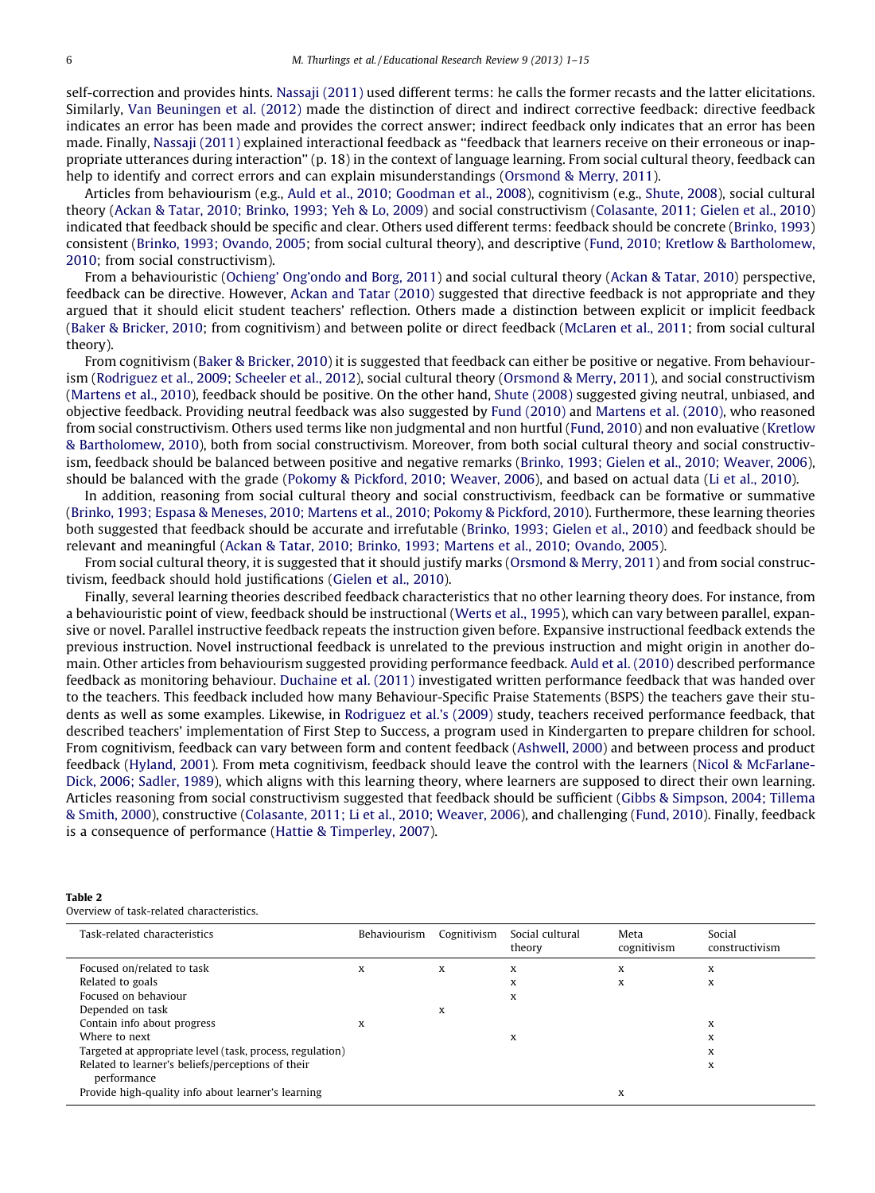self-correction and provides hints. Nassaji (2011) used different terms: he calls the former recasts and the latter elicitations. Similarly, Van Beuningen et al. (2012) made the distinction of direct and indirect corrective feedback: directive feedback indicates an error has been made and provides the correct answer; indirect feedback only indicates that an error has been made. Finally, Nassaji (2011) explained interactional feedback as ''feedback that learners receive on their erroneous or inappropriate utterances during interaction'' (p. 18) in the context of language learning. From social cultural theory, feedback can help to identify and correct errors and can explain misunderstandings (Orsmond & Merry, 2011).

Articles from behaviourism (e.g., Auld et al., 2010; Goodman et al., 2008), cognitivism (e.g., Shute, 2008), social cultural theory (Ackan & Tatar, 2010; Brinko, 1993; Yeh & Lo, 2009) and social constructivism (Colasante, 2011; Gielen et al., 2010) indicated that feedback should be specific and clear. Others used different terms: feedback should be concrete (Brinko, 1993) consistent (Brinko, 1993; Ovando, 2005; from social cultural theory), and descriptive (Fund, 2010; Kretlow & Bartholomew, 2010; from social constructivism).

From a behaviouristic (Ochieng' Ong'ondo and Borg, 2011) and social cultural theory (Ackan & Tatar, 2010) perspective, feedback can be directive. However, Ackan and Tatar (2010) suggested that directive feedback is not appropriate and they argued that it should elicit student teachers' reflection. Others made a distinction between explicit or implicit feedback (Baker & Bricker, 2010; from cognitivism) and between polite or direct feedback (McLaren et al., 2011; from social cultural theory).

From cognitivism (Baker & Bricker, 2010) it is suggested that feedback can either be positive or negative. From behaviourism (Rodriguez et al., 2009; Scheeler et al., 2012), social cultural theory (Orsmond & Merry, 2011), and social constructivism (Martens et al., 2010), feedback should be positive. On the other hand, Shute (2008) suggested giving neutral, unbiased, and objective feedback. Providing neutral feedback was also suggested by Fund (2010) and Martens et al. (2010), who reasoned from social constructivism. Others used terms like non judgmental and non hurtful (Fund, 2010) and non evaluative (Kretlow & Bartholomew, 2010), both from social constructivism. Moreover, from both social cultural theory and social constructivism, feedback should be balanced between positive and negative remarks (Brinko, 1993; Gielen et al., 2010; Weaver, 2006), should be balanced with the grade (Pokomy & Pickford, 2010; Weaver, 2006), and based on actual data (Li et al., 2010).

In addition, reasoning from social cultural theory and social constructivism, feedback can be formative or summative (Brinko, 1993; Espasa & Meneses, 2010; Martens et al., 2010; Pokomy & Pickford, 2010). Furthermore, these learning theories both suggested that feedback should be accurate and irrefutable (Brinko, 1993; Gielen et al., 2010) and feedback should be relevant and meaningful (Ackan & Tatar, 2010; Brinko, 1993; Martens et al., 2010; Ovando, 2005).

From social cultural theory, it is suggested that it should justify marks (Orsmond & Merry, 2011) and from social constructivism, feedback should hold justifications (Gielen et al., 2010).

Finally, several learning theories described feedback characteristics that no other learning theory does. For instance, from a behaviouristic point of view, feedback should be instructional (Werts et al., 1995), which can vary between parallel, expansive or novel. Parallel instructive feedback repeats the instruction given before. Expansive instructional feedback extends the previous instruction. Novel instructional feedback is unrelated to the previous instruction and might origin in another domain. Other articles from behaviourism suggested providing performance feedback. Auld et al. (2010) described performance feedback as monitoring behaviour. Duchaine et al. (2011) investigated written performance feedback that was handed over to the teachers. This feedback included how many Behaviour-Specific Praise Statements (BSPS) the teachers gave their students as well as some examples. Likewise, in Rodriguez et al.'s (2009) study, teachers received performance feedback, that described teachers' implementation of First Step to Success, a program used in Kindergarten to prepare children for school. From cognitivism, feedback can vary between form and content feedback (Ashwell, 2000) and between process and product feedback (Hyland, 2001). From meta cognitivism, feedback should leave the control with the learners (Nicol & McFarlane-Dick, 2006; Sadler, 1989), which aligns with this learning theory, where learners are supposed to direct their own learning. Articles reasoning from social constructivism suggested that feedback should be sufficient (Gibbs & Simpson, 2004; Tillema & Smith, 2000), constructive (Colasante, 2011; Li et al., 2010; Weaver, 2006), and challenging (Fund, 2010). Finally, feedback is a consequence of performance (Hattie & Timperley, 2007).

**Table 2**
Overview of task-related characteristics.

| Task-related characteristics | Behaviourism | Cognitivism | Social cultural theory | Meta cognitivism | Social constructivism |
|---|---|---|---|---|---|
| Focused on/related to task | x | x | x | x | x |
| Related to goals | | | x | x | x |
| Focused on behaviour | | | x | | |
| Depended on task | | x | | | |
| Contain info about progress | x | | | | x |
| Where to next | | | x | | x |
| Targeted at appropriate level (task, process, regulation) | | | | | x |
| Related to learner's beliefs/perceptions of their performance | | | | | x |
| Provide high-quality info about learner's learning | | | | x | |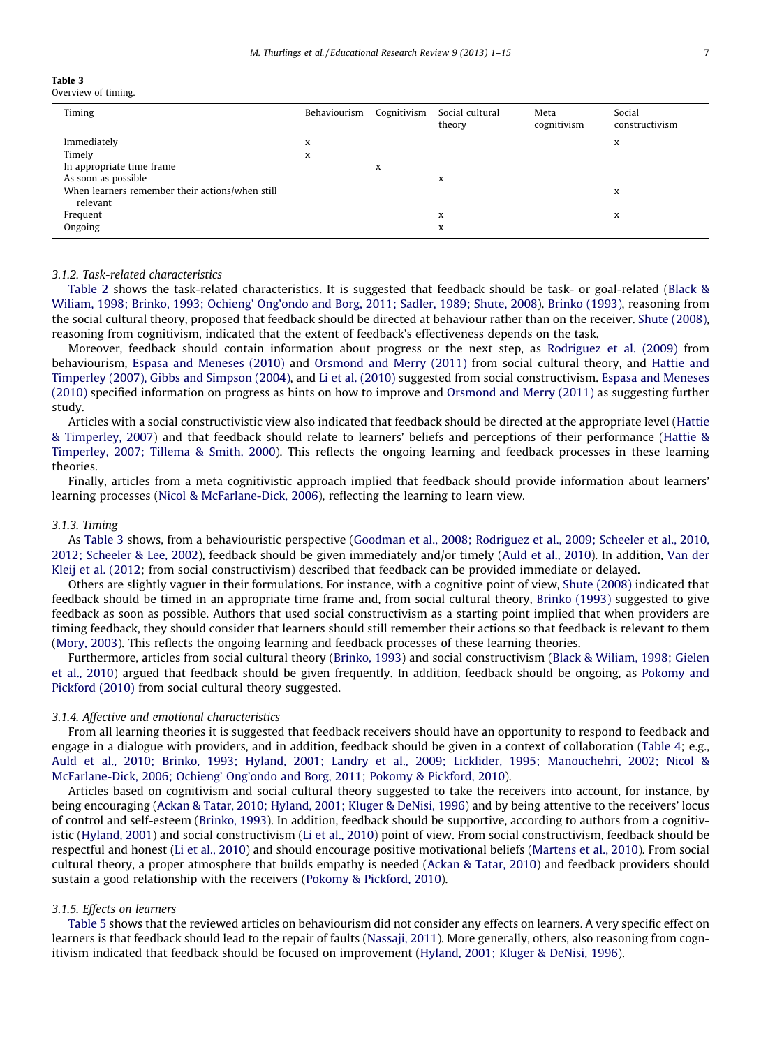**Table 3**
Overview of timing.

| Timing | Behaviourism | Cognitivism | Social cultural theory | Meta cognitivism | Social constructivism |
|---|---|---|---|---|---|
| Immediately | x | | | | x |
| Timely | x | | | | |
| In appropriate time frame | | x | | | |
| As soon as possible | | | x | | |
| When learners remember their actions/when still relevant | | | | | x |
| Frequent | | | x | | x |
| Ongoing | | | x | | |

*3.1.2. Task-related characteristics*

Table 2 shows the task-related characteristics. It is suggested that feedback should be task- or goal-related (Black & Wiliam, 1998; Brinko, 1993; Ochieng' Ong'ondo and Borg, 2011; Sadler, 1989; Shute, 2008). Brinko (1993), reasoning from the social cultural theory, proposed that feedback should be directed at behaviour rather than on the receiver. Shute (2008), reasoning from cognitivism, indicated that the extent of feedback's effectiveness depends on the task.

Moreover, feedback should contain information about progress or the next step, as Rodriguez et al. (2009) from behaviourism, Espasa and Meneses (2010) and Orsmond and Merry (2011) from social cultural theory, and Hattie and Timperley (2007), Gibbs and Simpson (2004), and Li et al. (2010) suggested from social constructivism. Espasa and Meneses (2010) specified information on progress as hints on how to improve and Orsmond and Merry (2011) as suggesting further study.

Articles with a social constructivistic view also indicated that feedback should be directed at the appropriate level (Hattie & Timperley, 2007) and that feedback should relate to learners' beliefs and perceptions of their performance (Hattie & Timperley, 2007; Tillema & Smith, 2000). This reflects the ongoing learning and feedback processes in these learning theories.

Finally, articles from a meta cognitivistic approach implied that feedback should provide information about learners' learning processes (Nicol & McFarlane-Dick, 2006), reflecting the learning to learn view.

*3.1.3. Timing*

As Table 3 shows, from a behaviouristic perspective (Goodman et al., 2008; Rodriguez et al., 2009; Scheeler et al., 2010, 2012; Scheeler & Lee, 2002), feedback should be given immediately and/or timely (Auld et al., 2010). In addition, Van der Kleij et al. (2012; from social constructivism) described that feedback can be provided immediate or delayed.

Others are slightly vaguer in their formulations. For instance, with a cognitive point of view, Shute (2008) indicated that feedback should be timed in an appropriate time frame and, from social cultural theory, Brinko (1993) suggested to give feedback as soon as possible. Authors that used social constructivism as a starting point implied that when providers are timing feedback, they should consider that learners should still remember their actions so that feedback is relevant to them (Mory, 2003). This reflects the ongoing learning and feedback processes of these learning theories.

Furthermore, articles from social cultural theory (Brinko, 1993) and social constructivism (Black & Wiliam, 1998; Gielen et al., 2010) argued that feedback should be given frequently. In addition, feedback should be ongoing, as Pokomy and Pickford (2010) from social cultural theory suggested.

*3.1.4. Affective and emotional characteristics*

From all learning theories it is suggested that feedback receivers should have an opportunity to respond to feedback and engage in a dialogue with providers, and in addition, feedback should be given in a context of collaboration (Table 4; e.g., Auld et al., 2010; Brinko, 1993; Hyland, 2001; Landry et al., 2009; Licklider, 1995; Manouchehri, 2002; Nicol & McFarlane-Dick, 2006; Ochieng' Ong'ondo and Borg, 2011; Pokomy & Pickford, 2010).

Articles based on cognitivism and social cultural theory suggested to take the receivers into account, for instance, by being encouraging (Ackan & Tatar, 2010; Hyland, 2001; Kluger & DeNisi, 1996) and by being attentive to the receivers' locus of control and self-esteem (Brinko, 1993). In addition, feedback should be supportive, according to authors from a cognitivistic (Hyland, 2001) and social constructivism (Li et al., 2010) point of view. From social constructivism, feedback should be respectful and honest (Li et al., 2010) and should encourage positive motivational beliefs (Martens et al., 2010). From social cultural theory, a proper atmosphere that builds empathy is needed (Ackan & Tatar, 2010) and feedback providers should sustain a good relationship with the receivers (Pokomy & Pickford, 2010).

*3.1.5. Effects on learners*

Table 5 shows that the reviewed articles on behaviourism did not consider any effects on learners. A very specific effect on learners is that feedback should lead to the repair of faults (Nassaji, 2011). More generally, others, also reasoning from cognitivism indicated that feedback should be focused on improvement (Hyland, 2001; Kluger & DeNisi, 1996).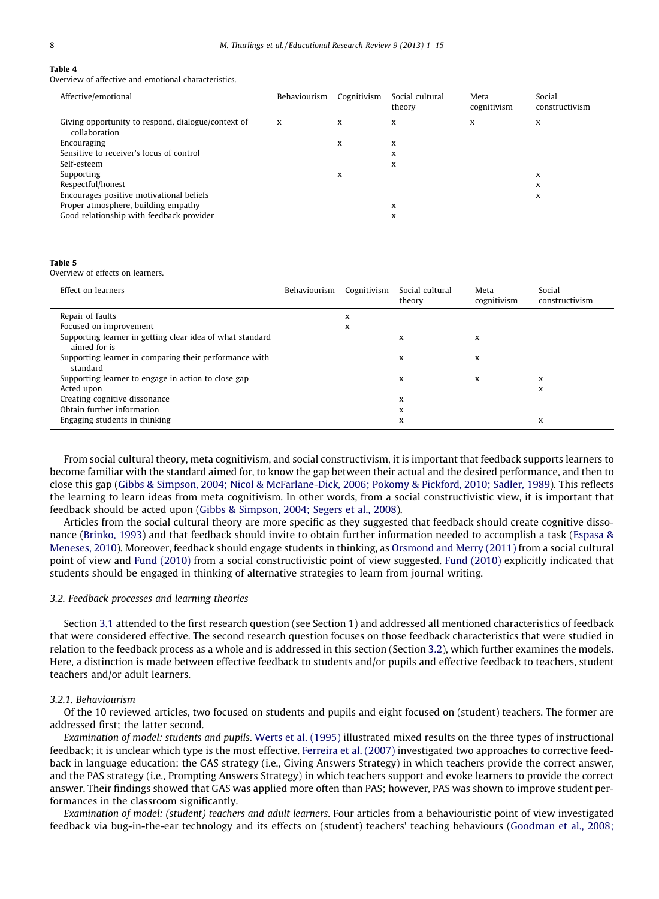**Table 4**
Overview of affective and emotional characteristics.

| Affective/emotional | Behaviourism | Cognitivism | Social cultural theory | Meta cognitivism | Social constructivism |
|---|---|---|---|---|---|
| Giving opportunity to respond, dialogue/context of collaboration | x | x | x | x | x |
| Encouraging | | x | x | | |
| Sensitive to receiver's locus of control | | | x | | |
| Self-esteem | | | x | | |
| Supporting | | x | | | x |
| Respectful/honest | | | | | x |
| Encourages positive motivational beliefs | | | | | x |
| Proper atmosphere, building empathy | | | x | | |
| Good relationship with feedback provider | | | x | | |

**Table 5**
Overview of effects on learners.

| Effect on learners | Behaviourism | Cognitivism | Social cultural theory | Meta cognitivism | Social constructivism |
|---|---|---|---|---|---|
| Repair of faults | | x | | | |
| Focused on improvement | | x | | | |
| Supporting learner in getting clear idea of what standard aimed for is | | | x | x | |
| Supporting learner in comparing their performance with standard | | | x | x | |
| Supporting learner to engage in action to close gap | | | x | x | x |
| Acted upon | | | | | x |
| Creating cognitive dissonance | | | x | | |
| Obtain further information | | | x | | |
| Engaging students in thinking | | | x | | x |

From social cultural theory, meta cognitivism, and social constructivism, it is important that feedback supports learners to become familiar with the standard aimed for, to know the gap between their actual and the desired performance, and then to close this gap (Gibbs & Simpson, 2004; Nicol & McFarlane-Dick, 2006; Pokomy & Pickford, 2010; Sadler, 1989). This reflects the learning to learn ideas from meta cognitivism. In other words, from a social constructivistic view, it is important that feedback should be acted upon (Gibbs & Simpson, 2004; Segers et al., 2008).

Articles from the social cultural theory are more specific as they suggested that feedback should create cognitive dissonance (Brinko, 1993) and that feedback should invite to obtain further information needed to accomplish a task (Espasa & Meneses, 2010). Moreover, feedback should engage students in thinking, as Orsmond and Merry (2011) from a social cultural point of view and Fund (2010) from a social constructivistic point of view suggested. Fund (2010) explicitly indicated that students should be engaged in thinking of alternative strategies to learn from journal writing.

### 3.2. Feedback processes and learning theories

Section 3.1 attended to the first research question (see Section 1) and addressed all mentioned characteristics of feedback that were considered effective. The second research question focuses on those feedback characteristics that were studied in relation to the feedback process as a whole and is addressed in this section (Section 3.2), which further examines the models. Here, a distinction is made between effective feedback to students and/or pupils and effective feedback to teachers, student teachers and/or adult learners.

#### 3.2.1. Behaviourism

Of the 10 reviewed articles, two focused on students and pupils and eight focused on (student) teachers. The former are addressed first; the latter second.

*Examination of model: students and pupils.* Werts et al. (1995) illustrated mixed results on the three types of instructional feedback; it is unclear which type is the most effective. Ferreira et al. (2007) investigated two approaches to corrective feedback in language education: the GAS strategy (i.e., Giving Answers Strategy) in which teachers provide the correct answer, and the PAS strategy (i.e., Prompting Answers Strategy) in which teachers support and evoke learners to provide the correct answer. Their findings showed that GAS was applied more often than PAS; however, PAS was shown to improve student performances in the classroom significantly.

*Examination of model: (student) teachers and adult learners.* Four articles from a behaviouristic point of view investigated feedback via bug-in-the-ear technology and its effects on (student) teachers' teaching behaviours (Goodman et al., 2008;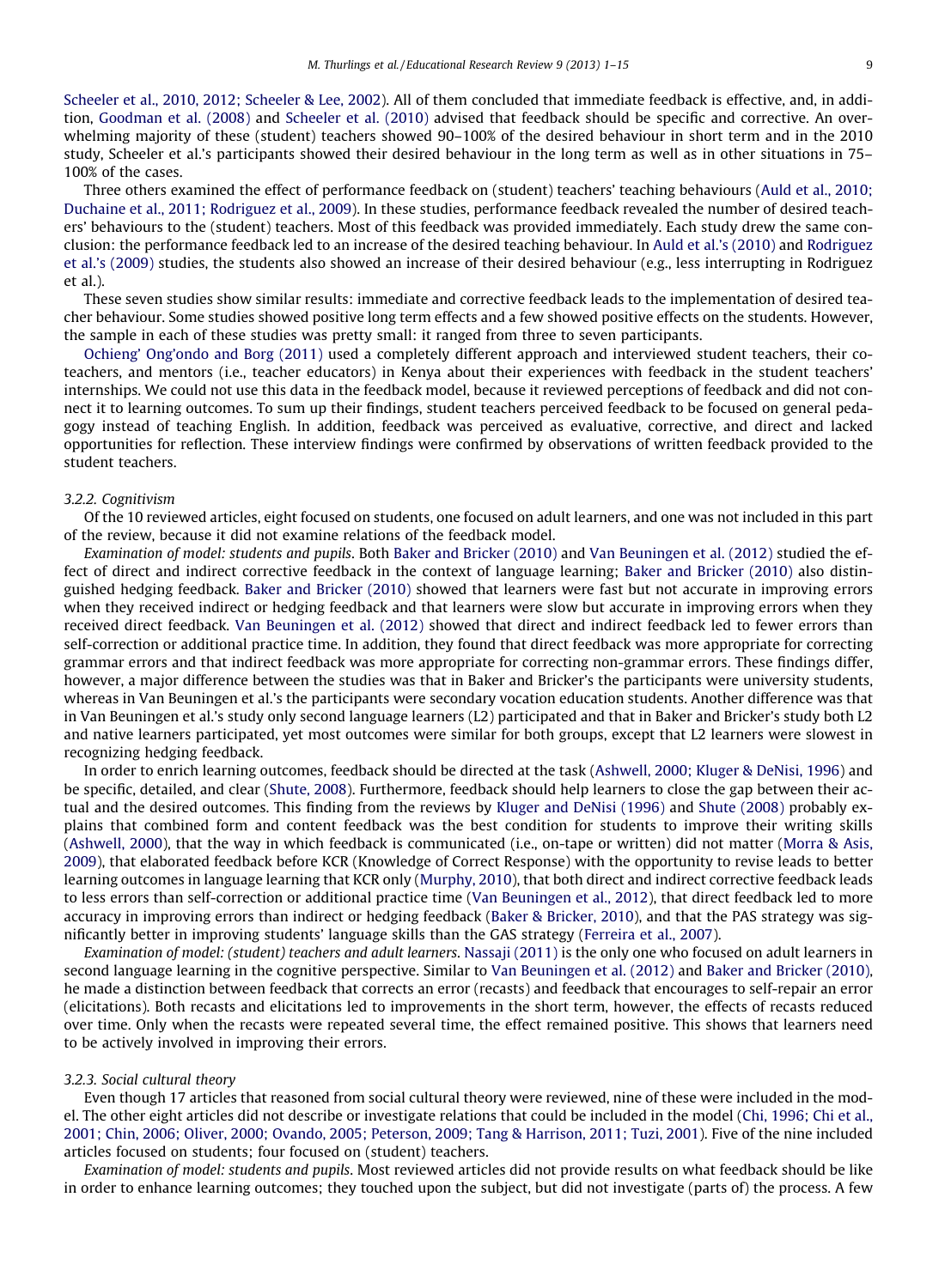Scheeler et al., 2010, 2012; Scheeler & Lee, 2002). All of them concluded that immediate feedback is effective, and, in addition, Goodman et al. (2008) and Scheeler et al. (2010) advised that feedback should be specific and corrective. An overwhelming majority of these (student) teachers showed 90–100% of the desired behaviour in short term and in the 2010 study, Scheeler et al.'s participants showed their desired behaviour in the long term as well as in other situations in 75–100% of the cases.

Three others examined the effect of performance feedback on (student) teachers' teaching behaviours (Auld et al., 2010; Duchaine et al., 2011; Rodriguez et al., 2009). In these studies, performance feedback revealed the number of desired teachers' behaviours to the (student) teachers. Most of this feedback was provided immediately. Each study drew the same conclusion: the performance feedback led to an increase of the desired teaching behaviour. In Auld et al.'s (2010) and Rodriguez et al.'s (2009) studies, the students also showed an increase of their desired behaviour (e.g., less interrupting in Rodriguez et al.).

These seven studies show similar results: immediate and corrective feedback leads to the implementation of desired teacher behaviour. Some studies showed positive long term effects and a few showed positive effects on the students. However, the sample in each of these studies was pretty small: it ranged from three to seven participants.

Ochieng' Ong'ondo and Borg (2011) used a completely different approach and interviewed student teachers, their co-teachers, and mentors (i.e., teacher educators) in Kenya about their experiences with feedback in the student teachers' internships. We could not use this data in the feedback model, because it reviewed perceptions of feedback and did not connect it to learning outcomes. To sum up their findings, student teachers perceived feedback to be focused on general pedagogy instead of teaching English. In addition, feedback was perceived as evaluative, corrective, and direct and lacked opportunities for reflection. These interview findings were confirmed by observations of written feedback provided to the student teachers.

### 3.2.2. Cognitivism

Of the 10 reviewed articles, eight focused on students, one focused on adult learners, and one was not included in this part of the review, because it did not examine relations of the feedback model.

*Examination of model: students and pupils.* Both Baker and Bricker (2010) and Van Beuningen et al. (2012) studied the effect of direct and indirect corrective feedback in the context of language learning; Baker and Bricker (2010) also distinguished hedging feedback. Baker and Bricker (2010) showed that learners were fast but not accurate in improving errors when they received indirect or hedging feedback and that learners were slow but accurate in improving errors when they received direct feedback. Van Beuningen et al. (2012) showed that direct and indirect feedback led to fewer errors than self-correction or additional practice time. In addition, they found that direct feedback was more appropriate for correcting grammar errors and that indirect feedback was more appropriate for correcting non-grammar errors. These findings differ, however, a major difference between the studies was that in Baker and Bricker's the participants were university students, whereas in Van Beuningen et al.'s the participants were secondary vocation education students. Another difference was that in Van Beuningen et al.'s study only second language learners (L2) participated and that in Baker and Bricker's study both L2 and native learners participated, yet most outcomes were similar for both groups, except that L2 learners were slowest in recognizing hedging feedback.

In order to enrich learning outcomes, feedback should be directed at the task (Ashwell, 2000; Kluger & DeNisi, 1996) and be specific, detailed, and clear (Shute, 2008). Furthermore, feedback should help learners to close the gap between their actual and the desired outcomes. This finding from the reviews by Kluger and DeNisi (1996) and Shute (2008) probably explains that combined form and content feedback was the best condition for students to improve their writing skills (Ashwell, 2000), that the way in which feedback is communicated (i.e., on-tape or written) did not matter (Morra & Asis, 2009), that elaborated feedback before KCR (Knowledge of Correct Response) with the opportunity to revise leads to better learning outcomes in language learning that KCR only (Murphy, 2010), that both direct and indirect corrective feedback leads to less errors than self-correction or additional practice time (Van Beuningen et al., 2012), that direct feedback led to more accuracy in improving errors than indirect or hedging feedback (Baker & Bricker, 2010), and that the PAS strategy was significantly better in improving students' language skills than the GAS strategy (Ferreira et al., 2007).

*Examination of model: (student) teachers and adult learners.* Nassaji (2011) is the only one who focused on adult learners in second language learning in the cognitive perspective. Similar to Van Beuningen et al. (2012) and Baker and Bricker (2010), he made a distinction between feedback that corrects an error (recasts) and feedback that encourages to self-repair an error (elicitations). Both recasts and elicitations led to improvements in the short term, however, the effects of recasts reduced over time. Only when the recasts were repeated several time, the effect remained positive. This shows that learners need to be actively involved in improving their errors.

### 3.2.3. Social cultural theory

Even though 17 articles that reasoned from social cultural theory were reviewed, nine of these were included in the model. The other eight articles did not describe or investigate relations that could be included in the model (Chi, 1996; Chi et al., 2001; Chin, 2006; Oliver, 2000; Ovando, 2005; Peterson, 2009; Tang & Harrison, 2011; Tuzi, 2001). Five of the nine included articles focused on students; four focused on (student) teachers.

*Examination of model: students and pupils.* Most reviewed articles did not provide results on what feedback should be like in order to enhance learning outcomes; they touched upon the subject, but did not investigate (parts of) the process. A few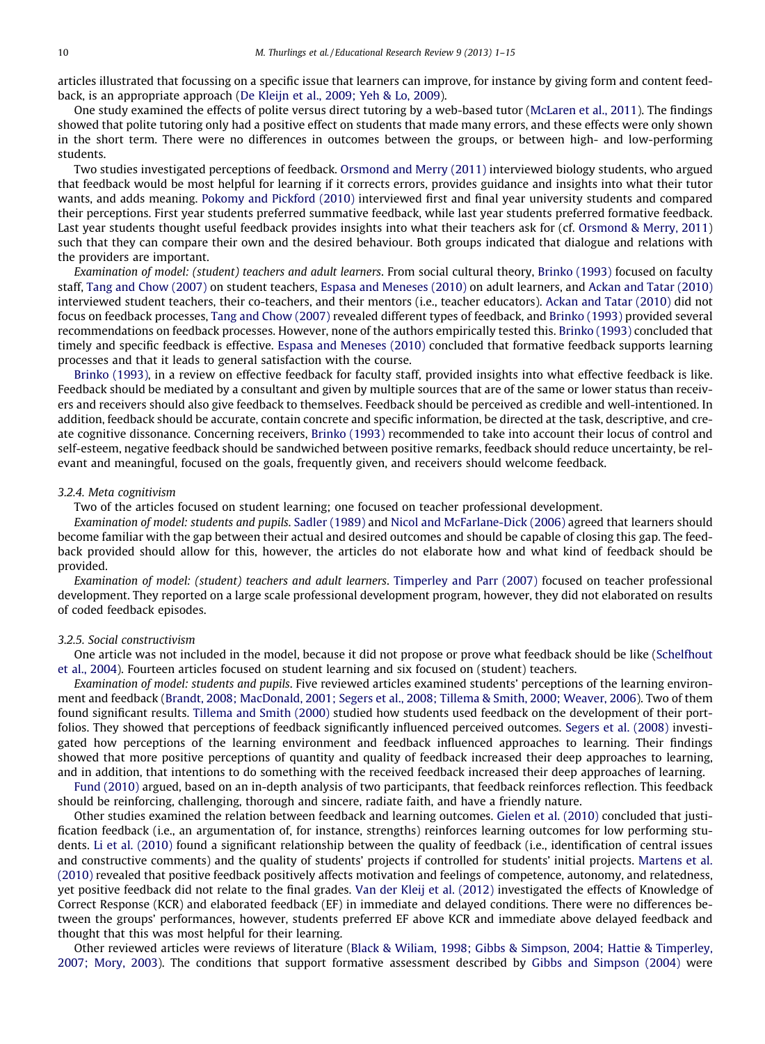articles illustrated that focussing on a specific issue that learners can improve, for instance by giving form and content feedback, is an appropriate approach (De Kleijn et al., 2009; Yeh & Lo, 2009).

One study examined the effects of polite versus direct tutoring by a web-based tutor (McLaren et al., 2011). The findings showed that polite tutoring only had a positive effect on students that made many errors, and these effects were only shown in the short term. There were no differences in outcomes between the groups, or between high- and low-performing students.

Two studies investigated perceptions of feedback. Orsmond and Merry (2011) interviewed biology students, who argued that feedback would be most helpful for learning if it corrects errors, provides guidance and insights into what their tutor wants, and adds meaning. Pokomy and Pickford (2010) interviewed first and final year university students and compared their perceptions. First year students preferred summative feedback, while last year students preferred formative feedback. Last year students thought useful feedback provides insights into what their teachers ask for (cf. Orsmond & Merry, 2011) such that they can compare their own and the desired behaviour. Both groups indicated that dialogue and relations with the providers are important.

*Examination of model: (student) teachers and adult learners*. From social cultural theory, Brinko (1993) focused on faculty staff, Tang and Chow (2007) on student teachers, Espasa and Meneses (2010) on adult learners, and Ackan and Tatar (2010) interviewed student teachers, their co-teachers, and their mentors (i.e., teacher educators). Ackan and Tatar (2010) did not focus on feedback processes, Tang and Chow (2007) revealed different types of feedback, and Brinko (1993) provided several recommendations on feedback processes. However, none of the authors empirically tested this. Brinko (1993) concluded that timely and specific feedback is effective. Espasa and Meneses (2010) concluded that formative feedback supports learning processes and that it leads to general satisfaction with the course.

Brinko (1993), in a review on effective feedback for faculty staff, provided insights into what effective feedback is like. Feedback should be mediated by a consultant and given by multiple sources that are of the same or lower status than receivers and receivers should also give feedback to themselves. Feedback should be perceived as credible and well-intentioned. In addition, feedback should be accurate, contain concrete and specific information, be directed at the task, descriptive, and create cognitive dissonance. Concerning receivers, Brinko (1993) recommended to take into account their locus of control and self-esteem, negative feedback should be sandwiched between positive remarks, feedback should reduce uncertainty, be relevant and meaningful, focused on the goals, frequently given, and receivers should welcome feedback.

### 3.2.4. Meta cognitivism

Two of the articles focused on student learning; one focused on teacher professional development.

*Examination of model: students and pupils*. Sadler (1989) and Nicol and McFarlane-Dick (2006) agreed that learners should become familiar with the gap between their actual and desired outcomes and should be capable of closing this gap. The feedback provided should allow for this, however, the articles do not elaborate how and what kind of feedback should be provided.

*Examination of model: (student) teachers and adult learners*. Timperley and Parr (2007) focused on teacher professional development. They reported on a large scale professional development program, however, they did not elaborated on results of coded feedback episodes.

### 3.2.5. Social constructivism

One article was not included in the model, because it did not propose or prove what feedback should be like (Schelfhout et al., 2004). Fourteen articles focused on student learning and six focused on (student) teachers.

*Examination of model: students and pupils*. Five reviewed articles examined students' perceptions of the learning environment and feedback (Brandt, 2008; MacDonald, 2001; Segers et al., 2008; Tillema & Smith, 2000; Weaver, 2006). Two of them found significant results. Tillema and Smith (2000) studied how students used feedback on the development of their portfolios. They showed that perceptions of feedback significantly influenced perceived outcomes. Segers et al. (2008) investigated how perceptions of the learning environment and feedback influenced approaches to learning. Their findings showed that more positive perceptions of quantity and quality of feedback increased their deep approaches to learning, and in addition, that intentions to do something with the received feedback increased their deep approaches of learning.

Fund (2010) argued, based on an in-depth analysis of two participants, that feedback reinforces reflection. This feedback should be reinforcing, challenging, thorough and sincere, radiate faith, and have a friendly nature.

Other studies examined the relation between feedback and learning outcomes. Gielen et al. (2010) concluded that justification feedback (i.e., an argumentation of, for instance, strengths) reinforces learning outcomes for low performing students. Li et al. (2010) found a significant relationship between the quality of feedback (i.e., identification of central issues and constructive comments) and the quality of students' projects if controlled for students' initial projects. Martens et al. (2010) revealed that positive feedback positively affects motivation and feelings of competence, autonomy, and relatedness, yet positive feedback did not relate to the final grades. Van der Kleij et al. (2012) investigated the effects of Knowledge of Correct Response (KCR) and elaborated feedback (EF) in immediate and delayed conditions. There were no differences between the groups' performances, however, students preferred EF above KCR and immediate above delayed feedback and thought that this was most helpful for their learning.

Other reviewed articles were reviews of literature (Black & Wiliam, 1998; Gibbs & Simpson, 2004; Hattie & Timperley, 2007; Mory, 2003). The conditions that support formative assessment described by Gibbs and Simpson (2004) were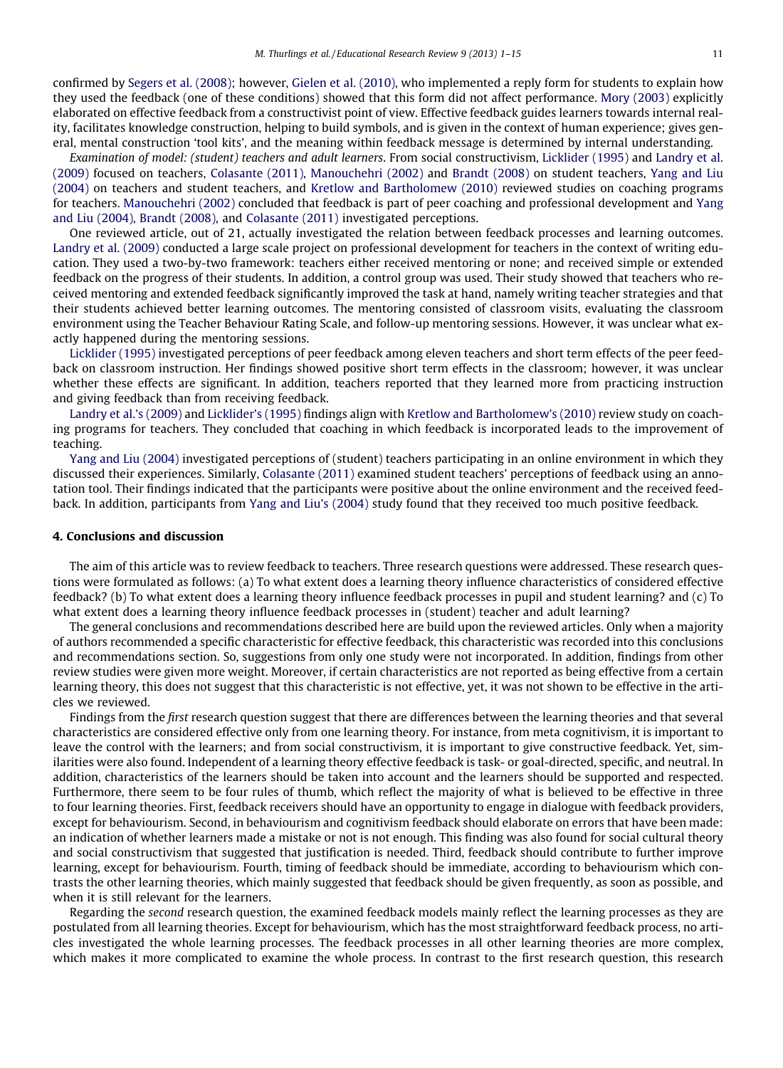confirmed by Segers et al. (2008); however, Gielen et al. (2010), who implemented a reply form for students to explain how they used the feedback (one of these conditions) showed that this form did not affect performance. Mory (2003) explicitly elaborated on effective feedback from a constructivist point of view. Effective feedback guides learners towards internal reality, facilitates knowledge construction, helping to build symbols, and is given in the context of human experience; gives general, mental construction 'tool kits', and the meaning within feedback message is determined by internal understanding.

*Examination of model: (student) teachers and adult learners.* From social constructivism, Licklider (1995) and Landry et al. (2009) focused on teachers, Colasante (2011), Manouchehri (2002) and Brandt (2008) on student teachers, Yang and Liu (2004) on teachers and student teachers, and Kretlow and Bartholomew (2010) reviewed studies on coaching programs for teachers. Manouchehri (2002) concluded that feedback is part of peer coaching and professional development and Yang and Liu (2004), Brandt (2008), and Colasante (2011) investigated perceptions.

One reviewed article, out of 21, actually investigated the relation between feedback processes and learning outcomes. Landry et al. (2009) conducted a large scale project on professional development for teachers in the context of writing education. They used a two-by-two framework: teachers either received mentoring or none; and received simple or extended feedback on the progress of their students. In addition, a control group was used. Their study showed that teachers who received mentoring and extended feedback significantly improved the task at hand, namely writing teacher strategies and that their students achieved better learning outcomes. The mentoring consisted of classroom visits, evaluating the classroom environment using the Teacher Behaviour Rating Scale, and follow-up mentoring sessions. However, it was unclear what exactly happened during the mentoring sessions.

Licklider (1995) investigated perceptions of peer feedback among eleven teachers and short term effects of the peer feedback on classroom instruction. Her findings showed positive short term effects in the classroom; however, it was unclear whether these effects are significant. In addition, teachers reported that they learned more from practicing instruction and giving feedback than from receiving feedback.

Landry et al.'s (2009) and Licklider's (1995) findings align with Kretlow and Bartholomew's (2010) review study on coaching programs for teachers. They concluded that coaching in which feedback is incorporated leads to the improvement of teaching.

Yang and Liu (2004) investigated perceptions of (student) teachers participating in an online environment in which they discussed their experiences. Similarly, Colasante (2011) examined student teachers' perceptions of feedback using an annotation tool. Their findings indicated that the participants were positive about the online environment and the received feedback. In addition, participants from Yang and Liu's (2004) study found that they received too much positive feedback.

## 4. Conclusions and discussion

The aim of this article was to review feedback to teachers. Three research questions were addressed. These research questions were formulated as follows: (a) To what extent does a learning theory influence characteristics of considered effective feedback? (b) To what extent does a learning theory influence feedback processes in pupil and student learning? and (c) To what extent does a learning theory influence feedback processes in (student) teacher and adult learning?

The general conclusions and recommendations described here are build upon the reviewed articles. Only when a majority of authors recommended a specific characteristic for effective feedback, this characteristic was recorded into this conclusions and recommendations section. So, suggestions from only one study were not incorporated. In addition, findings from other review studies were given more weight. Moreover, if certain characteristics are not reported as being effective from a certain learning theory, this does not suggest that this characteristic is not effective, yet, it was not shown to be effective in the articles we reviewed.

Findings from the *first* research question suggest that there are differences between the learning theories and that several characteristics are considered effective only from one learning theory. For instance, from meta cognitivism, it is important to leave the control with the learners; and from social constructivism, it is important to give constructive feedback. Yet, similarities were also found. Independent of a learning theory effective feedback is task- or goal-directed, specific, and neutral. In addition, characteristics of the learners should be taken into account and the learners should be supported and respected. Furthermore, there seem to be four rules of thumb, which reflect the majority of what is believed to be effective in three to four learning theories. First, feedback receivers should have an opportunity to engage in dialogue with feedback providers, except for behaviourism. Second, in behaviourism and cognitivism feedback should elaborate on errors that have been made: an indication of whether learners made a mistake or not is not enough. This finding was also found for social cultural theory and social constructivism that suggested that justification is needed. Third, feedback should contribute to further improve learning, except for behaviourism. Fourth, timing of feedback should be immediate, according to behaviourism which contrasts the other learning theories, which mainly suggested that feedback should be given frequently, as soon as possible, and when it is still relevant for the learners.

Regarding the *second* research question, the examined feedback models mainly reflect the learning processes as they are postulated from all learning theories. Except for behaviourism, which has the most straightforward feedback process, no articles investigated the whole learning processes. The feedback processes in all other learning theories are more complex, which makes it more complicated to examine the whole process. In contrast to the first research question, this research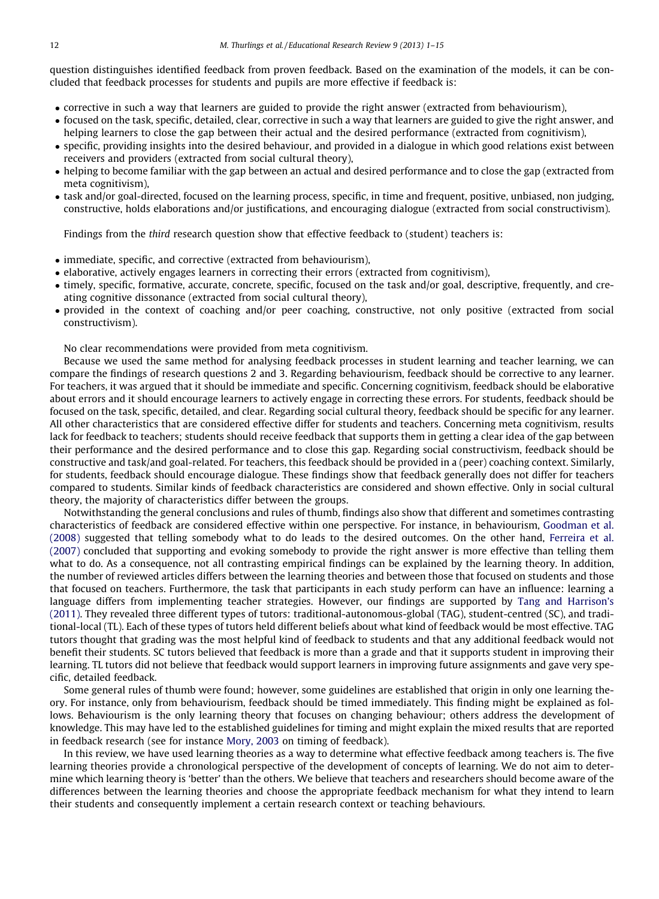question distinguishes identified feedback from proven feedback. Based on the examination of the models, it can be concluded that feedback processes for students and pupils are more effective if feedback is:

- corrective in such a way that learners are guided to provide the right answer (extracted from behaviourism),
- focused on the task, specific, detailed, clear, corrective in such a way that learners are guided to give the right answer, and helping learners to close the gap between their actual and the desired performance (extracted from cognitivism),
- specific, providing insights into the desired behaviour, and provided in a dialogue in which good relations exist between receivers and providers (extracted from social cultural theory),
- helping to become familiar with the gap between an actual and desired performance and to close the gap (extracted from meta cognitivism),
- task and/or goal-directed, focused on the learning process, specific, in time and frequent, positive, unbiased, non judging, constructive, holds elaborations and/or justifications, and encouraging dialogue (extracted from social constructivism).

Findings from the *third* research question show that effective feedback to (student) teachers is:

- immediate, specific, and corrective (extracted from behaviourism),
- elaborative, actively engages learners in correcting their errors (extracted from cognitivism),
- timely, specific, formative, accurate, concrete, specific, focused on the task and/or goal, descriptive, frequently, and creating cognitive dissonance (extracted from social cultural theory),
- provided in the context of coaching and/or peer coaching, constructive, not only positive (extracted from social constructivism).

No clear recommendations were provided from meta cognitivism.

Because we used the same method for analysing feedback processes in student learning and teacher learning, we can compare the findings of research questions 2 and 3. Regarding behaviourism, feedback should be corrective to any learner. For teachers, it was argued that it should be immediate and specific. Concerning cognitivism, feedback should be elaborative about errors and it should encourage learners to actively engage in correcting these errors. For students, feedback should be focused on the task, specific, detailed, and clear. Regarding social cultural theory, feedback should be specific for any learner. All other characteristics that are considered effective differ for students and teachers. Concerning meta cognitivism, results lack for feedback to teachers; students should receive feedback that supports them in getting a clear idea of the gap between their performance and the desired performance and to close this gap. Regarding social constructivism, feedback should be constructive and task/and goal-related. For teachers, this feedback should be provided in a (peer) coaching context. Similarly, for students, feedback should encourage dialogue. These findings show that feedback generally does not differ for teachers compared to students. Similar kinds of feedback characteristics are considered and shown effective. Only in social cultural theory, the majority of characteristics differ between the groups.

Notwithstanding the general conclusions and rules of thumb, findings also show that different and sometimes contrasting characteristics of feedback are considered effective within one perspective. For instance, in behaviourism, Goodman et al. (2008) suggested that telling somebody what to do leads to the desired outcomes. On the other hand, Ferreira et al. (2007) concluded that supporting and evoking somebody to provide the right answer is more effective than telling them what to do. As a consequence, not all contrasting empirical findings can be explained by the learning theory. In addition, the number of reviewed articles differs between the learning theories and between those that focused on students and those that focused on teachers. Furthermore, the task that participants in each study perform can have an influence: learning a language differs from implementing teacher strategies. However, our findings are supported by Tang and Harrison's (2011). They revealed three different types of tutors: traditional-autonomous-global (TAG), student-centred (SC), and traditional-local (TL). Each of these types of tutors held different beliefs about what kind of feedback would be most effective. TAG tutors thought that grading was the most helpful kind of feedback to students and that any additional feedback would not benefit their students. SC tutors believed that feedback is more than a grade and that it supports student in improving their learning. TL tutors did not believe that feedback would support learners in improving future assignments and gave very specific, detailed feedback.

Some general rules of thumb were found; however, some guidelines are established that origin in only one learning theory. For instance, only from behaviourism, feedback should be timed immediately. This finding might be explained as follows. Behaviourism is the only learning theory that focuses on changing behaviour; others address the development of knowledge. This may have led to the established guidelines for timing and might explain the mixed results that are reported in feedback research (see for instance Mory, 2003 on timing of feedback).

In this review, we have used learning theories as a way to determine what effective feedback among teachers is. The five learning theories provide a chronological perspective of the development of concepts of learning. We do not aim to determine which learning theory is 'better' than the others. We believe that teachers and researchers should become aware of the differences between the learning theories and choose the appropriate feedback mechanism for what they intend to learn their students and consequently implement a certain research context or teaching behaviours.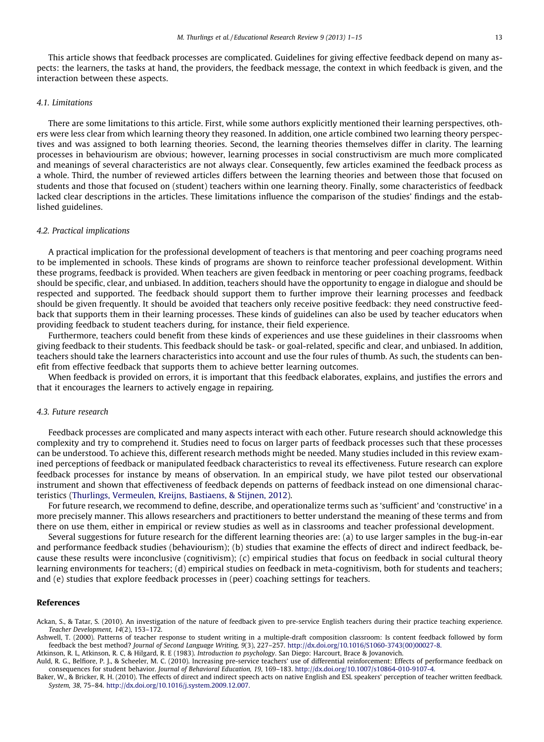This article shows that feedback processes are complicated. Guidelines for giving effective feedback depend on many aspects: the learners, the tasks at hand, the providers, the feedback message, the context in which feedback is given, and the interaction between these aspects.

### *4.1. Limitations*

There are some limitations to this article. First, while some authors explicitly mentioned their learning perspectives, others were less clear from which learning theory they reasoned. In addition, one article combined two learning theory perspectives and was assigned to both learning theories. Second, the learning theories themselves differ in clarity. The learning processes in behaviourism are obvious; however, learning processes in social constructivism are much more complicated and meanings of several characteristics are not always clear. Consequently, few articles examined the feedback process as a whole. Third, the number of reviewed articles differs between the learning theories and between those that focused on students and those that focused on (student) teachers within one learning theory. Finally, some characteristics of feedback lacked clear descriptions in the articles. These limitations influence the comparison of the studies' findings and the established guidelines.

### *4.2. Practical implications*

A practical implication for the professional development of teachers is that mentoring and peer coaching programs need to be implemented in schools. These kinds of programs are shown to reinforce teacher professional development. Within these programs, feedback is provided. When teachers are given feedback in mentoring or peer coaching programs, feedback should be specific, clear, and unbiased. In addition, teachers should have the opportunity to engage in dialogue and should be respected and supported. The feedback should support them to further improve their learning processes and feedback should be given frequently. It should be avoided that teachers only receive positive feedback: they need constructive feedback that supports them in their learning processes. These kinds of guidelines can also be used by teacher educators when providing feedback to student teachers during, for instance, their field experience.

Furthermore, teachers could benefit from these kinds of experiences and use these guidelines in their classrooms when giving feedback to their students. This feedback should be task- or goal-related, specific and clear, and unbiased. In addition, teachers should take the learners characteristics into account and use the four rules of thumb. As such, the students can benefit from effective feedback that supports them to achieve better learning outcomes.

When feedback is provided on errors, it is important that this feedback elaborates, explains, and justifies the errors and that it encourages the learners to actively engage in repairing.

### *4.3. Future research*

Feedback processes are complicated and many aspects interact with each other. Future research should acknowledge this complexity and try to comprehend it. Studies need to focus on larger parts of feedback processes such that these processes can be understood. To achieve this, different research methods might be needed. Many studies included in this review examined perceptions of feedback or manipulated feedback characteristics to reveal its effectiveness. Future research can explore feedback processes for instance by means of observation. In an empirical study, we have pilot tested our observational instrument and shown that effectiveness of feedback depends on patterns of feedback instead on one dimensional characteristics (Thurlings, Vermeulen, Kreijns, Bastiaens, & Stijnen, 2012).

For future research, we recommend to define, describe, and operationalize terms such as 'sufficient' and 'constructive' in a more precisely manner. This allows researchers and practitioners to better understand the meaning of these terms and from there on use them, either in empirical or review studies as well as in classrooms and teacher professional development.

Several suggestions for future research for the different learning theories are: (a) to use larger samples in the bug-in-ear and performance feedback studies (behaviourism); (b) studies that examine the effects of direct and indirect feedback, because these results were inconclusive (cognitivism); (c) empirical studies that focus on feedback in social cultural theory learning environments for teachers; (d) empirical studies on feedback in meta-cognitivism, both for students and teachers; and (e) studies that explore feedback processes in (peer) coaching settings for teachers.

## References

Ackan, S., & Tatar, S. (2010). An investigation of the nature of feedback given to pre-service English teachers during their practice teaching experience. *Teacher Development, 14*(2), 153–172.

Ashwell, T. (2000). Patterns of teacher response to student writing in a multiple-draft composition classroom: Is content feedback followed by form feedback the best method? *Journal of Second Language Writing, 9*(3), 227–257. http://dx.doi.org/10.1016/S1060-3743(00)00027-8.

Atkinson, R. L, Atkinson, R. C, & Hilgard, R. E (1983). *Introduction to psychology*. San Diego: Harcourt, Brace & Jovanovich.

Auld, R. G., Belfiore, P. J., & Scheeler, M. C. (2010). Increasing pre-service teachers' use of differential reinforcement: Effects of performance feedback on consequences for student behavior. *Journal of Behavioral Education, 19*, 169–183. http://dx.doi.org/10.1007/s10864-010-9107-4.

Baker, W., & Bricker, R. H. (2010). The effects of direct and indirect speech acts on native English and ESL speakers' perception of teacher written feedback. *System, 38*, 75–84. http://dx.doi.org/10.1016/j.system.2009.12.007.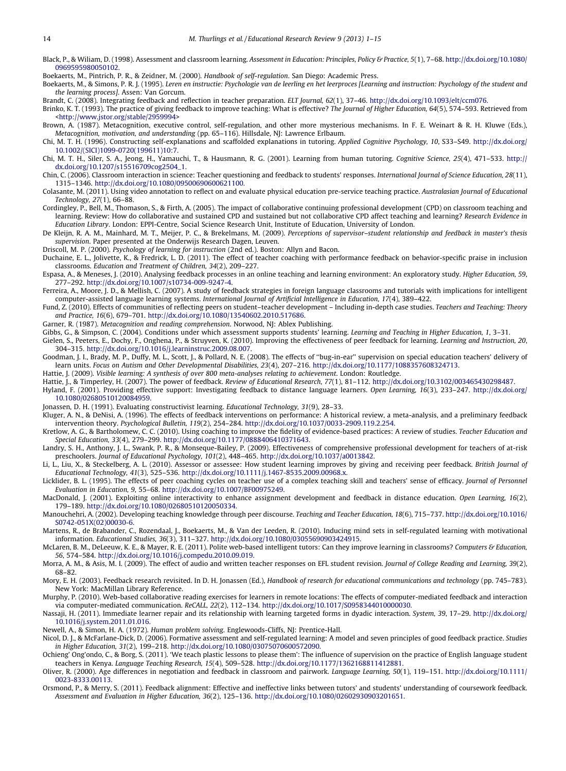Black, P., & Wiliam, D. (1998). Assessment and classroom learning. *Assessment in Education: Principles, Policy & Practice, 5*(1), 7–68. http://dx.doi.org/10.1080/0969595980050102.

Boekaerts, M., Pintrich, P. R., & Zeidner, M. (2000). *Handbook of self-regulation*. San Diego: Academic Press.

Boekaerts, M., & Simons, P. R. J. (1995). *Leren en instructie: Psychologie van de leerling en het leerproces [Learning and instruction: Psychology of the student and the learning process]*. Assen: Van Gorcum.

Brandt, C. (2008). Integrating feedback and reflection in teacher preparation. *ELT Journal, 62*(1), 37–46. http://dx.doi.org/10.1093/elt/ccm076.

Brinko, K. T. (1993). The practice of giving feedback to improve teaching: What is effective? *The Journal of Higher Education, 64*(5), 574–593. Retrieved from <http://www.jstor.org/stable/2959994>

Brown, A. (1987). Metacognition, executive control, self-regulation, and other more mysterious mechanisms. In F. E. Weinart & R. H. Kluwe (Eds.), *Metacognition, motivation, and understanding* (pp. 65–116). Hillsdale, NJ: Lawrence Erlbaum.

Chi, M. T. H. (1996). Constructing self-explanations and scaffolded explanations in tutoring. *Applied Cognitive Psychology, 10*, S33–S49. http://dx.doi.org/10.1002/(SICI)1099-0720(199611)10:7.

Chi, M. T. H., Siler, S. A., Jeong, H., Yamauchi, T., & Hausmann, R. G. (2001). Learning from human tutoring. *Cognitive Science, 25*(4), 471–533. http://dx.doi.org/10.1207/s15516709cog2504_1.

Chin, C. (2006). Classroom interaction in science: Teacher questioning and feedback to students' responses. *International Journal of Science Education, 28*(11), 1315–1346. http://dx.doi.org/10.1080/09500690600621100.

Colasante, M. (2011). Using video annotation to reflect on and evaluate physical education pre-service teaching practice. *Australasian Journal of Educational Technology, 27*(1), 66–88.

Cordingley, P., Bell, M., Thomason, S., & Firth, A. (2005). The impact of collaborative continuing professional development (CPD) on classroom teaching and learning. Review: How do collaborative and sustained CPD and sustained but not collaborative CPD affect teaching and learning? *Research Evidence in Education Library*. London: EPPI-Centre, Social Science Research Unit, Institute of Education, University of London.

De Kleijn, R. A. M., Mainhard, M. T., Meijer, P. C., & Brekelmans, M. (2009). *Perceptions of supervisor–student relationship and feedback in master's thesis supervision*. Paper presented at the Onderwijs Research Dagen, Leuven.

Driscoll, M. P. (2000). *Psychology of learning for instruction* (2nd ed.). Boston: Allyn and Bacon.

Duchaine, E. L., Jolivette, K., & Fredrick, L. D. (2011). The effect of teacher coaching with performance feedback on behavior-specific praise in inclusion classrooms. *Education and Treatment of Children, 34*(2), 209–227.

Espasa, A., & Meneses, J. (2010). Analysing feedback processes in an online teaching and learning environment: An exploratory study. *Higher Education, 59*, 277–292. http://dx.doi.org/10.1007/s10734-009-9247-4.

Ferreira, A., Moore, J. D., & Mellish, C. (2007). A study of feedback strategies in foreign language classrooms and tutorials with implications for intelligent computer-assisted language learning systems. *International Journal of Artificial Intelligence in Education, 17*(4), 389–422.

Fund, Z. (2010). Effects of communities of reflecting peers on student–teacher development – Including in-depth case studies. *Teachers and Teaching: Theory and Practice, 16*(6), 679–701. http://dx.doi.org/10.1080/13540602.2010.517686.

Garner, R. (1987). *Metacognition and reading comprehension*. Norwood, NJ: Ablex Publishing.

Gibbs, G., & Simpson, C. (2004). Conditions under which assessment supports students' learning. *Learning and Teaching in Higher Education, 1*, 3–31.

Gielen, S., Peeters, E., Dochy, F., Onghena, P., & Struyven, K. (2010). Improving the effectiveness of peer feedback for learning. *Learning and Instruction, 20*, 304–315. http://dx.doi.org/10.1016/j.learninstruc.2009.08.007.

Goodman, J. I., Brady, M. P., Duffy, M. L., Scott, J., & Pollard, N. E. (2008). The effects of "bug-in-ear" supervision on special education teachers' delivery of learn units. *Focus on Autism and Other Developmental Disabilities, 23*(4), 207–216. http://dx.doi.org/10.1177/1088357608324713.

Hattie, J. (2009). *Visible learning: A synthesis of over 800 meta-analyses relating to achievement*. London: Routledge.

Hattie, J., & Timperley, H. (2007). The power of feedback. *Review of Educational Research, 77*(1), 81–112. http://dx.doi.org/10.3102/003465430298487.

Hyland, F. (2001). Providing effective support: Investigating feedback to distance language learners. *Open Learning, 16*(3), 233–247. http://dx.doi.org/10.1080/02680510120084959.

Jonassen, D. H. (1991). Evaluating constructivist learning. *Educational Technology, 31*(9), 28–33.

Kluger, A. N., & DeNisi, A. (1996). The effects of feedback interventions on performance: A historical review, a meta-analysis, and a preliminary feedback intervention theory. *Psychological Bulletin, 119*(2), 254–284. http://dx.doi.org/10.1037/0033-2909.119.2.254.

Kretlow, A. G., & Bartholomew, C. C. (2010). Using coaching to improve the fidelity of evidence-based practices: A review of studies. *Teacher Education and Special Education, 33*(4), 279–299. http://dx.doi.org/10.1177/0888406410371643.

Landry, S. H., Anthony, J. L., Swank, P. R., & Monseque-Bailey, P. (2009). Effectiveness of comprehensive professional development for teachers of at-risk preschoolers. *Journal of Educational Psychology, 101*(2), 448–465. http://dx.doi.org/10.1037/a0013842.

Li, L., Liu, X., & Steckelberg, A. L. (2010). Assessor or assessee: How student learning improves by giving and receiving peer feedback. *British Journal of Educational Technology, 41*(3), 525–536. http://dx.doi.org/10.1111/j.1467-8535.2009.00968.x.

Licklider, B. L. (1995). The effects of peer coaching cycles on teacher use of a complex teaching skill and teachers' sense of efficacy. *Journal of Personnel Evaluation in Education, 9*, 55–68. http://dx.doi.org/10.1007/BF00975249.

MacDonald, J. (2001). Exploiting online interactivity to enhance assignment development and feedback in distance education. *Open Learning, 16*(2), 179–189. http://dx.doi.org/10.1080/02680510120050334.

Manouchehri, A. (2002). Developing teaching knowledge through peer discourse. *Teaching and Teacher Education, 18*(6), 715–737. http://dx.doi.org/10.1016/S0742-051X(02)00030-6.

Martens, R., de Brabander, C., Rozendaal, J., Boekaerts, M., & Van der Leeden, R. (2010). Inducing mind sets in self-regulated learning with motivational information. *Educational Studies, 36*(3), 311–327. http://dx.doi.org/10.1080/03055690903424915.

McLaren, B. M., DeLeeuw, K. E., & Mayer, R. E. (2011). Polite web-based intelligent tutors: Can they improve learning in classrooms? *Computers & Education, 56*, 574–584. http://dx.doi.org/10.1016/j.compedu.2010.09.019.

Morra, A. M., & Asis, M. I. (2009). The effect of audio and written teacher responses on EFL student revision. *Journal of College Reading and Learning, 39*(2), 68–82.

Mory, E. H. (2003). Feedback research revisited. In D. H. Jonassen (Ed.), *Handbook of research for educational communications and technology* (pp. 745–783). New York: MacMillan Library Reference.

Murphy, P. (2010). Web-based collaborative reading exercises for learners in remote locations: The effects of computer-mediated feedback and interaction via computer-mediated communication. *ReCALL, 22*(2), 112–134. http://dx.doi.org/10.1017/S0958344010000030.

Nassaji, H. (2011). Immediate learner repair and its relationship with learning targeted forms in dyadic interaction. *System, 39*, 17–29. http://dx.doi.org/10.1016/j.system.2011.01.016.

Newell, A., & Simon, H. A. (1972). *Human problem solving*. Englewoods-Cliffs, NJ: Prentice-Hall.

Nicol, D. J., & McFarlane-Dick, D. (2006). Formative assessment and self-regulated learning: A model and seven principles of good feedback practice. *Studies in Higher Education, 31*(2), 199–218. http://dx.doi.org/10.1080/03075070600572090.

Ochieng' Ong'ondo, C., & Borg, S. (2011). 'We teach plastic lessons to please them': The influence of supervision on the practice of English language student teachers in Kenya. *Language Teaching Research, 15*(4), 509–528. http://dx.doi.org/10.1177/1362168811412881.

Oliver, R. (2000). Age differences in negotiation and feedback in classroom and pairwork. *Language Learning, 50*(1), 119–151. http://dx.doi.org/10.1111/0023-8333.00113.

Orsmond, P., & Merry, S. (2011). Feedback alignment: Effective and ineffective links between tutors' and students' understanding of coursework feedback. *Assessment and Evaluation in Higher Education, 36*(2), 125–136. http://dx.doi.org/10.1080/02602930903201651.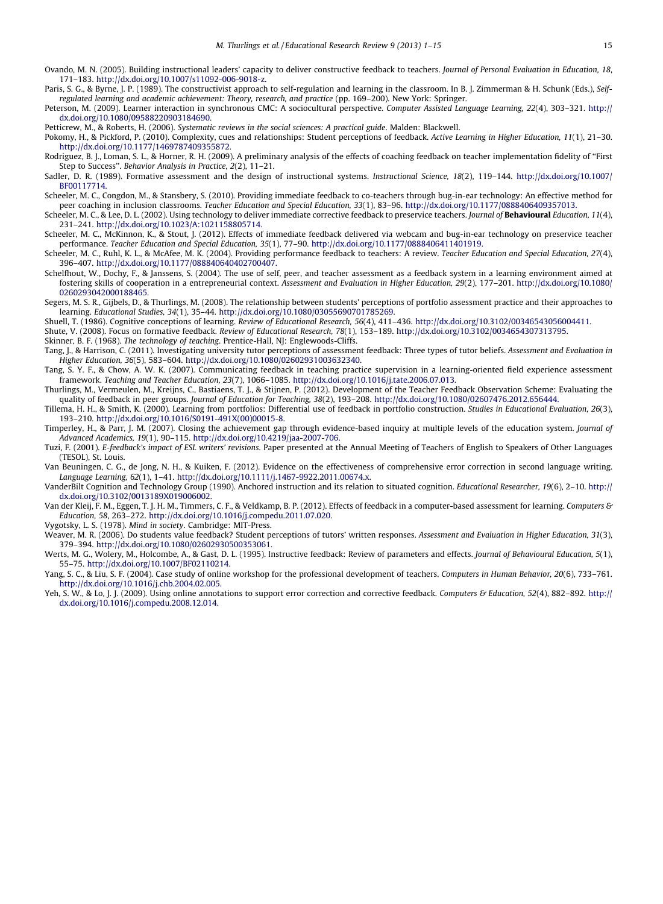Ovando, M. N. (2005). Building instructional leaders' capacity to deliver constructive feedback to teachers. *Journal of Personal Evaluation in Education, 18*, 171–183. http://dx.doi.org/10.1007/s11092-006-9018-z.

Paris, S. G., & Byrne, J. P. (1989). The constructivist approach to self-regulation and learning in the classroom. In B. J. Zimmerman & H. Schunk (Eds.), *Self-regulated learning and academic achievement: Theory, research, and practice* (pp. 169–200). New York: Springer.

Peterson, M. (2009). Learner interaction in synchronous CMC: A sociocultural perspective. *Computer Assisted Language Learning, 22*(4), 303–321. http://dx.doi.org/10.1080/09588220903184690.

Petticrew, M., & Roberts, H. (2006). *Systematic reviews in the social sciences: A practical guide*. Malden: Blackwell.

Pokomy, H., & Pickford, P. (2010). Complexity, cues and relationships: Student perceptions of feedback. *Active Learning in Higher Education, 11*(1), 21–30. http://dx.doi.org/10.1177/1469787409355872.

Rodriguez, B. J., Loman, S. L., & Horner, R. H. (2009). A preliminary analysis of the effects of coaching feedback on teacher implementation fidelity of ''First Step to Success''. *Behavior Analysis in Practice, 2*(2), 11–21.

Sadler, D. R. (1989). Formative assessment and the design of instructional systems. *Instructional Science, 18*(2), 119–144. http://dx.doi.org/10.1007/BF00117714.

Scheeler, M. C., Congdon, M., & Stansbery, S. (2010). Providing immediate feedback to co-teachers through bug-in-ear technology: An effective method for peer coaching in inclusion classrooms. *Teacher Education and Special Education, 33*(1), 83–96. http://dx.doi.org/10.1177/0888406409357013.

Scheeler, M. C., & Lee, D. L. (2002). Using technology to deliver immediate corrective feedback to preservice teachers. *Journal of* **Behavioural** *Education, 11*(4), 231–241. http://dx.doi.org/10.1023/A:1021158805714.

Scheeler, M. C., McKinnon, K., & Stout, J. (2012). Effects of immediate feedback delivered via webcam and bug-in-ear technology on preservice teacher performance. *Teacher Education and Special Education, 35*(1), 77–90. http://dx.doi.org/10.1177/0888406411401919.

Scheeler, M. C., Ruhl, K. L., & McAfee, M. K. (2004). Providing performance feedback to teachers: A review. *Teacher Education and Special Education, 27*(4), 396–407. http://dx.doi.org/10.1177/088840640402700407.

Schelfhout, W., Dochy, F., & Janssens, S. (2004). The use of self, peer, and teacher assessment as a feedback system in a learning environment aimed at fostering skills of cooperation in an entrepreneurial context. *Assessment and Evaluation in Higher Education, 29*(2), 177–201. http://dx.doi.org/10.1080/0260293042000188465.

Segers, M. S. R., Gijbels, D., & Thurlings, M. (2008). The relationship between students' perceptions of portfolio assessment practice and their approaches to learning. *Educational Studies, 34*(1), 35–44. http://dx.doi.org/10.1080/03055690701785269.

Shuell, T. (1986). Cognitive conceptions of learning. *Review of Educational Research, 56*(4), 411–436. http://dx.doi.org/10.3102/00346543056004411.

Shute, V. (2008). Focus on formative feedback. *Review of Educational Research, 78*(1), 153–189. http://dx.doi.org/10.3102/0034654307313795.

Skinner, B. F. (1968). *The technology of teaching*. Prentice-Hall, NJ: Englewoods-Cliffs.

Tang, J., & Harrison, C. (2011). Investigating university tutor perceptions of assessment feedback: Three types of tutor beliefs. *Assessment and Evaluation in Higher Education, 36*(5), 583–604. http://dx.doi.org/10.1080/02602931003632340.

Tang, S. Y. F., & Chow, A. W. K. (2007). Communicating feedback in teaching practice supervision in a learning-oriented field experience assessment framework. *Teaching and Teacher Education, 23*(7), 1066–1085. http://dx.doi.org/10.1016/j.tate.2006.07.013.

Thurlings, M., Vermeulen, M., Kreijns, C., Bastiaens, T. J., & Stijnen, P. (2012). Development of the Teacher Feedback Observation Scheme: Evaluating the quality of feedback in peer groups. *Journal of Education for Teaching, 38*(2), 193–208. http://dx.doi.org/10.1080/02607476.2012.656444.

Tillema, H. H., & Smith, K. (2000). Learning from portfolios: Differential use of feedback in portfolio construction. *Studies in Educational Evaluation, 26*(3), 193–210. http://dx.doi.org/10.1016/S0191-491X(00)00015-8.

Timperley, H., & Parr, J. M. (2007). Closing the achievement gap through evidence-based inquiry at multiple levels of the education system. *Journal of Advanced Academics, 19*(1), 90–115. http://dx.doi.org/10.4219/jaa-2007-706.

Tuzi, F. (2001). *E-feedback's impact of ESL writers' revisions*. Paper presented at the Annual Meeting of Teachers of English to Speakers of Other Languages (TESOL), St. Louis.

Van Beuningen, C. G., de Jong, N. H., & Kuiken, F. (2012). Evidence on the effectiveness of comprehensive error correction in second language writing. *Language Learning, 62*(1), 1–41. http://dx.doi.org/10.1111/j.1467-9922.2011.00674.x.

VanderBilt Cognition and Technology Group (1990). Anchored instruction and its relation to situated cognition. *Educational Researcher, 19*(6), 2–10. http://dx.doi.org/10.3102/0013189X019006002.

Van der Kleij, F. M., Eggen, T. J. H. M., Timmers, C. F., & Veldkamp, B. P. (2012). Effects of feedback in a computer-based assessment for learning. *Computers & Education, 58*, 263–272. http://dx.doi.org/10.1016/j.compedu.2011.07.020.

Vygotsky, L. S. (1978). *Mind in society*. Cambridge: MIT-Press.

Weaver, M. R. (2006). Do students value feedback? Student perceptions of tutors' written responses. *Assessment and Evaluation in Higher Education, 31*(3), 379–394. http://dx.doi.org/10.1080/02602930500353061.

Werts, M. G., Wolery, M., Holcombe, A., & Gast, D. L. (1995). Instructive feedback: Review of parameters and effects. *Journal of Behavioural Education, 5*(1), 55–75. http://dx.doi.org/10.1007/BF02110214.

Yang, S. C., & Liu, S. F. (2004). Case study of online workshop for the professional development of teachers. *Computers in Human Behavior, 20*(6), 733–761. http://dx.doi.org/10.1016/j.chb.2004.02.005.

Yeh, S. W., & Lo, J. J. (2009). Using online annotations to support error correction and corrective feedback. *Computers & Education, 52*(4), 882–892. http://dx.doi.org/10.1016/j.compedu.2008.12.014.